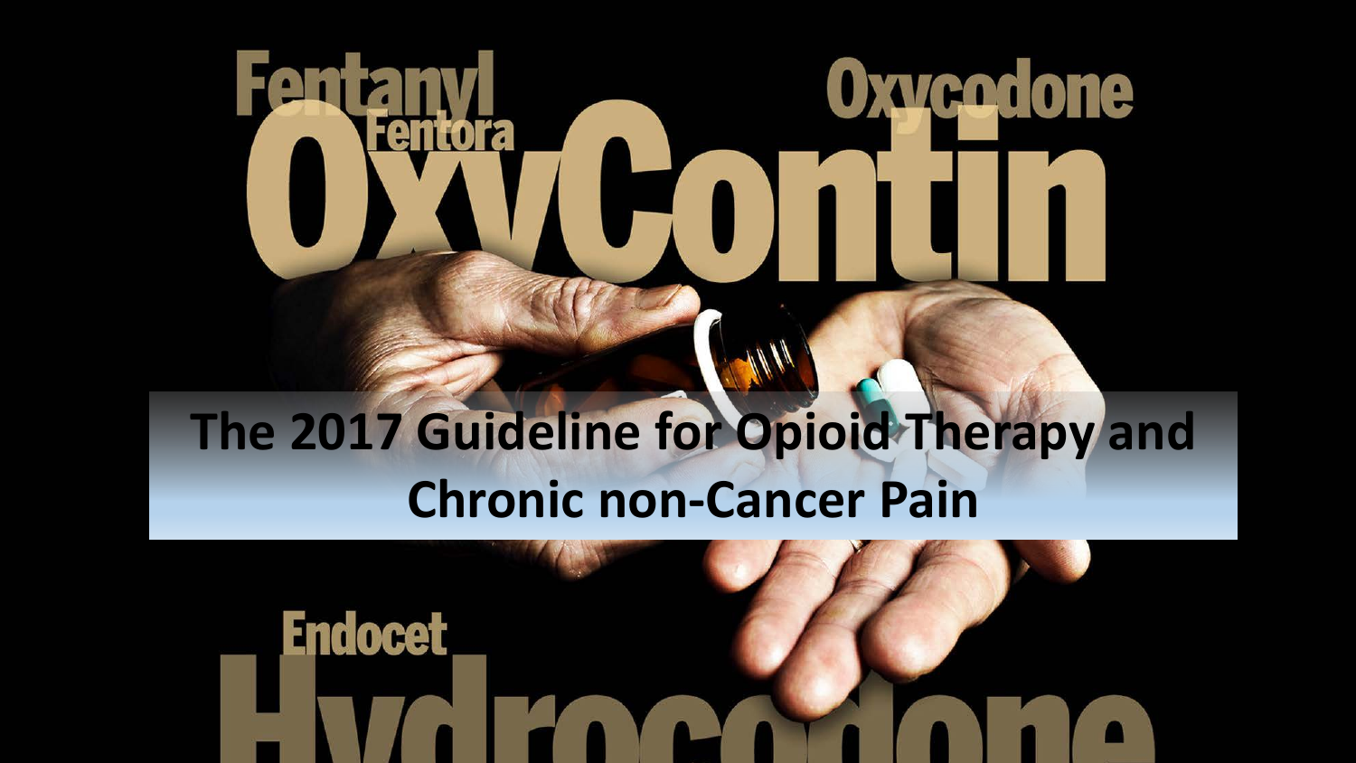# The 2017 Guideline for Opioid Therapy and Chronic non-Cancer Pain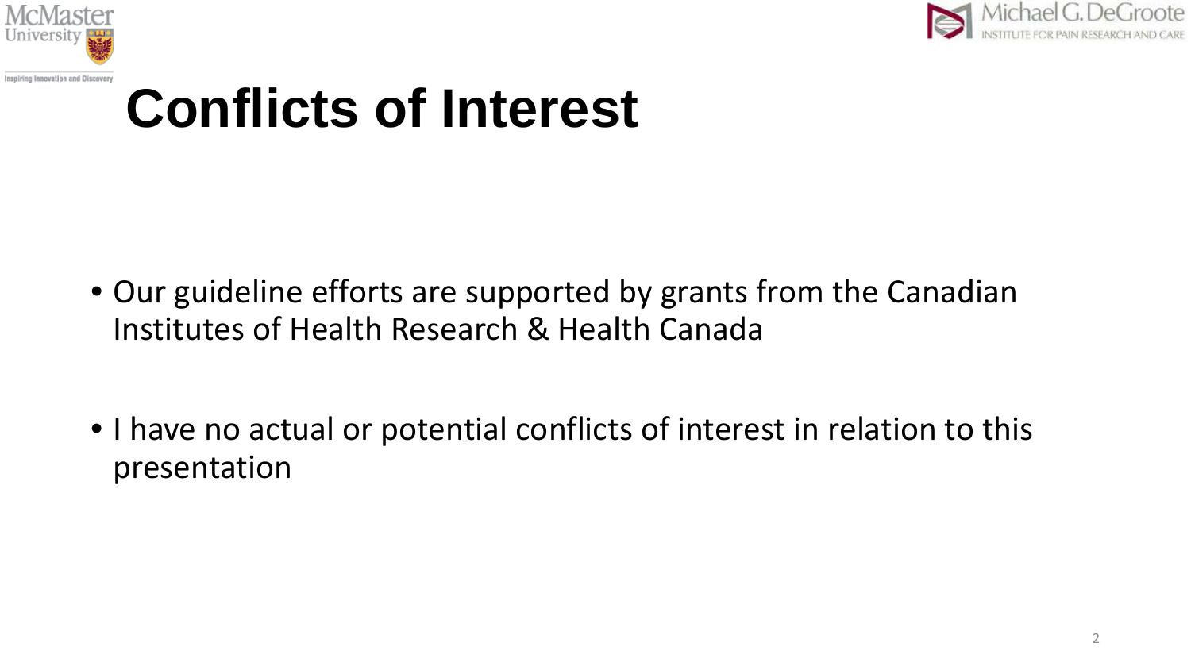# Conflicts of Interest

- Our guideline efforts are supported by grants from the Canadian Institutes of Health Research & Health Canada
- I have no actual or potential conflicts of interest in relation to this presentation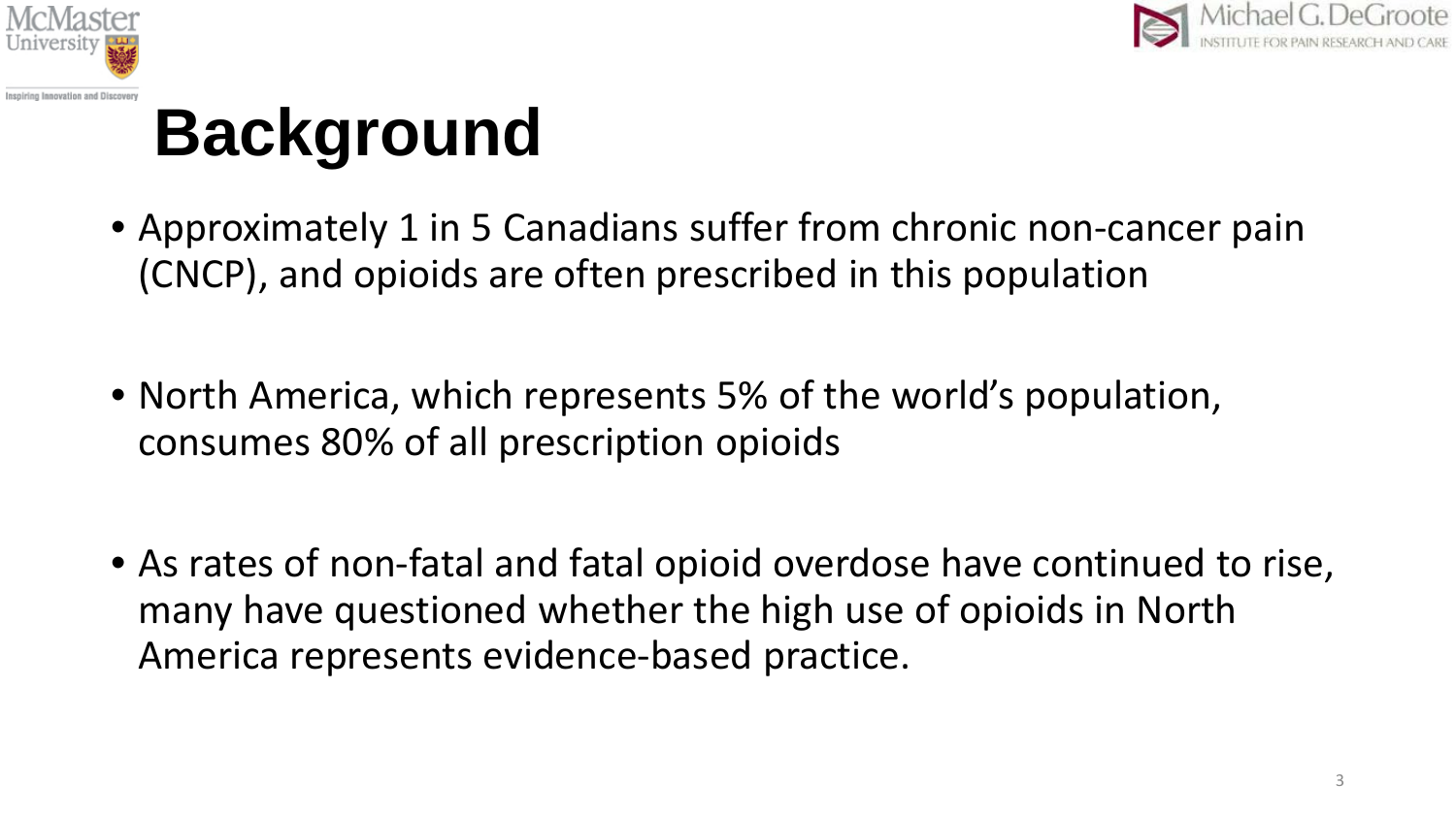# Background

- Approximately 1 in 5 Canadians suffer from chronic non-cancer pain (CNCP), and opioids are often prescribed in this population
- North America, which represents 5% of the world's population, consumes 80% of all prescription opioids
- As rates of non-fatal and fatal opioid overdose have continued to rise, many have questioned whether the high use of opioids in North America represents evidence-based practice.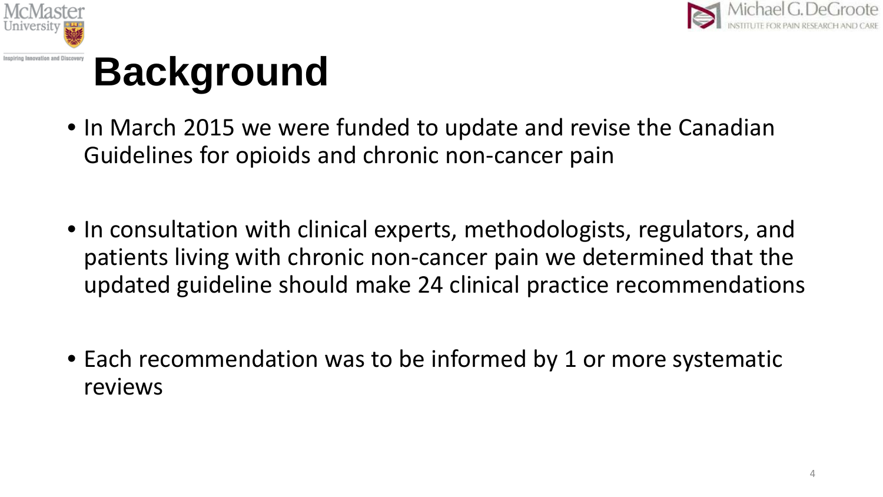# Background

- In March 2015 we were funded to update and revise the Canadian Guidelines for opioids and chronic non-cancer pain
- In consultation with clinical experts, methodologists, regulators, and patients living with chronic non-cancer pain we determined that the updated guideline should make 24 clinical practice recommendations
- Each recommendation was to be informed by 1 or more systematic reviews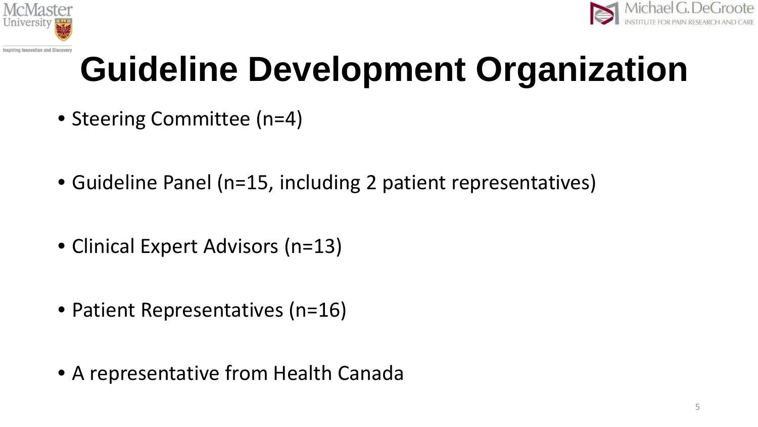# Guideline Development Organization

- Steering Committee (n=4)
- Guideline Panel (n=15, including 2 patient representatives)
- Clinical Expert Advisors (n=13)
- Patient Representatives (n=16)
- A representative from Health Canada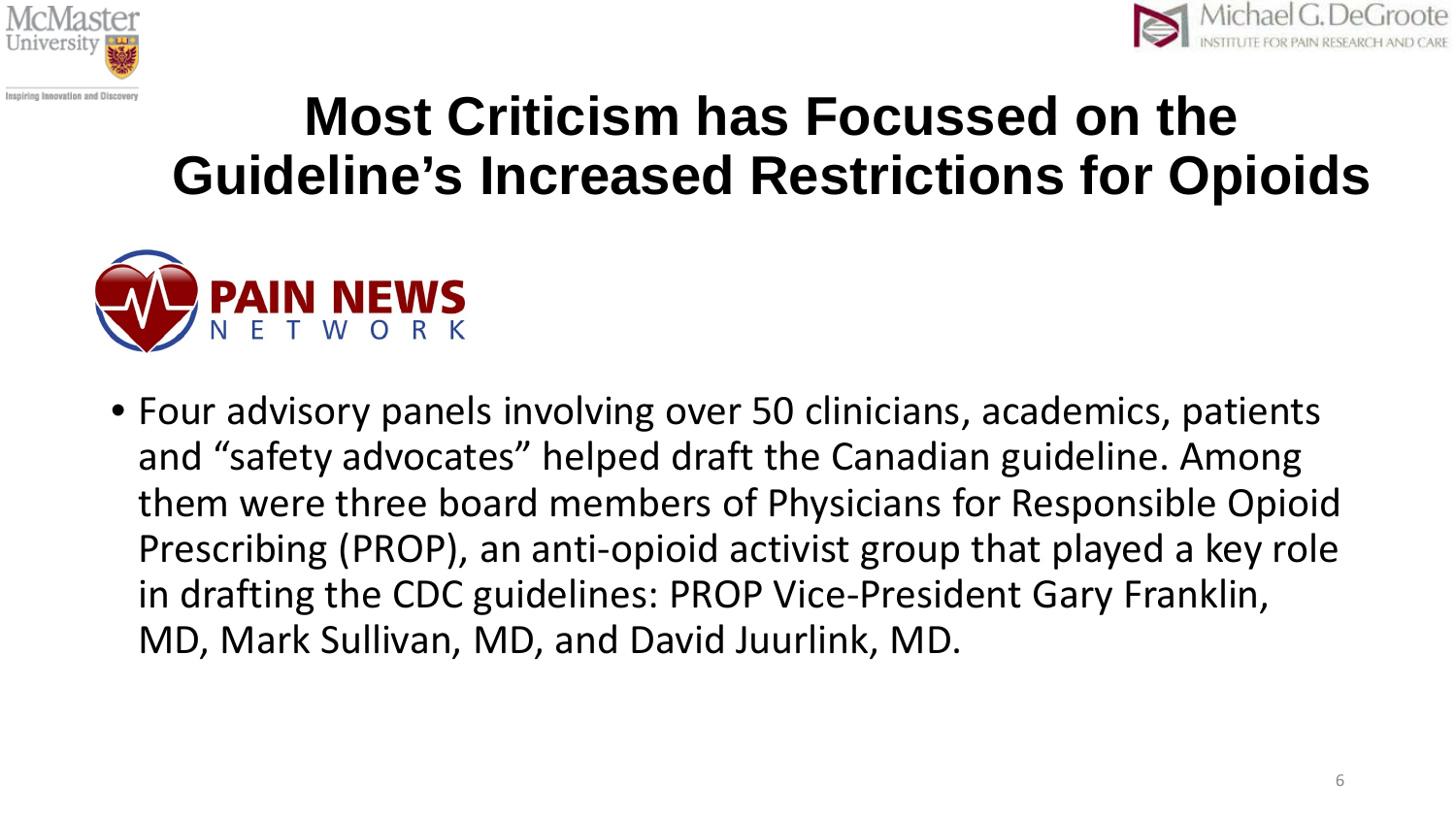# Most Criticism has Focussed on the Guideline's Increased Restrictions for Opioids

PAIN NEWS NETWORK

- Four advisory panels involving over 50 clinicians, academics, patients and "safety advocates" helped draft the Canadian guideline. Among them were three board members of Physicians for Responsible Opioid Prescribing (PROP), an anti-opioid activist group that played a key role in drafting the CDC guidelines: PROP Vice-President Gary Franklin, MD, Mark Sullivan, MD, and David Juurlink, MD.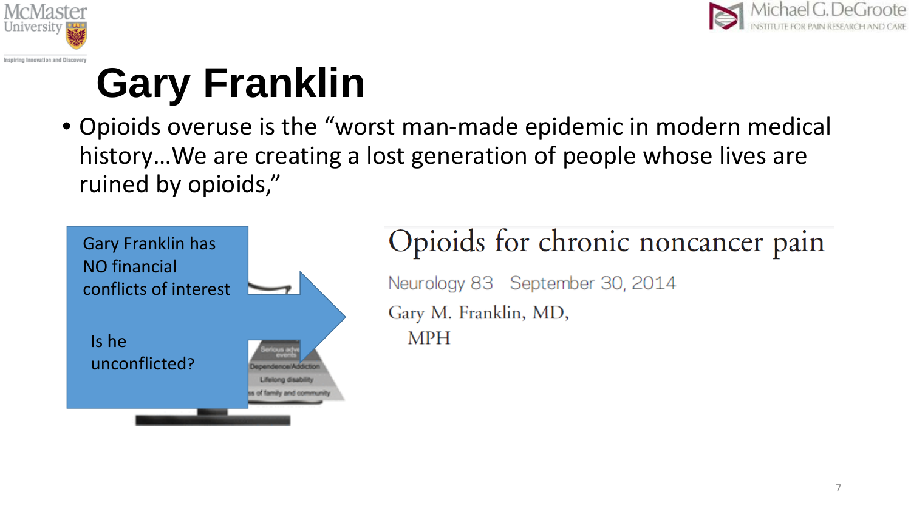# Gary Franklin

- Opioids overuse is the "worst man-made epidemic in modern medical history…We are creating a lost generation of people whose lives are ruined by opioids,"

Gary Franklin has NO financial conflicts of interest

Is he unconflicted?

Opioids for chronic noncancer pain

Neurology 83 September 30, 2014

Gary M. Franklin, MD, MPH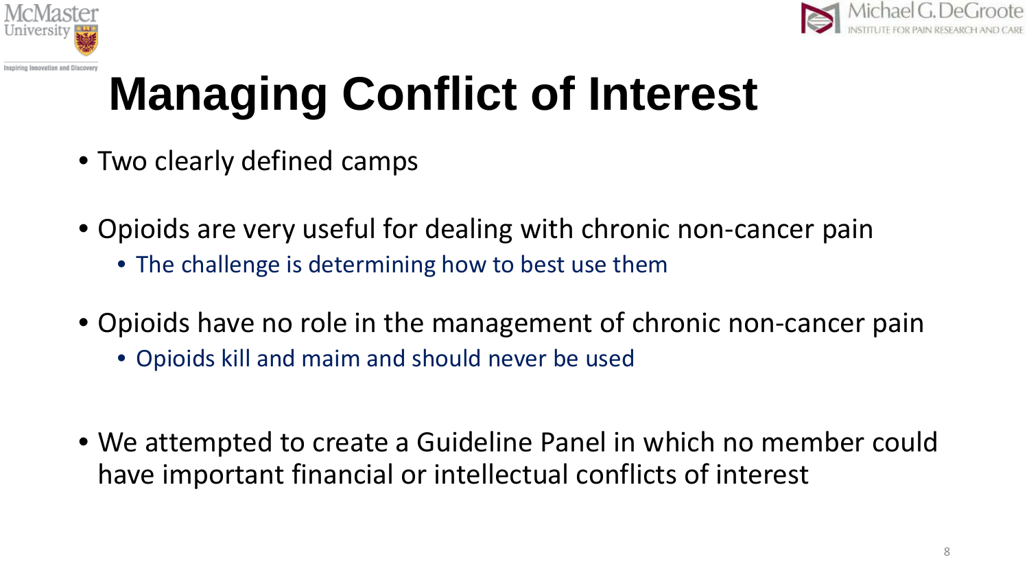# Managing Conflict of Interest

- Two clearly defined camps
- Opioids are very useful for dealing with chronic non-cancer pain
  - The challenge is determining how to best use them
- Opioids have no role in the management of chronic non-cancer pain
  - Opioids kill and maim and should never be used
- We attempted to create a Guideline Panel in which no member could have important financial or intellectual conflicts of interest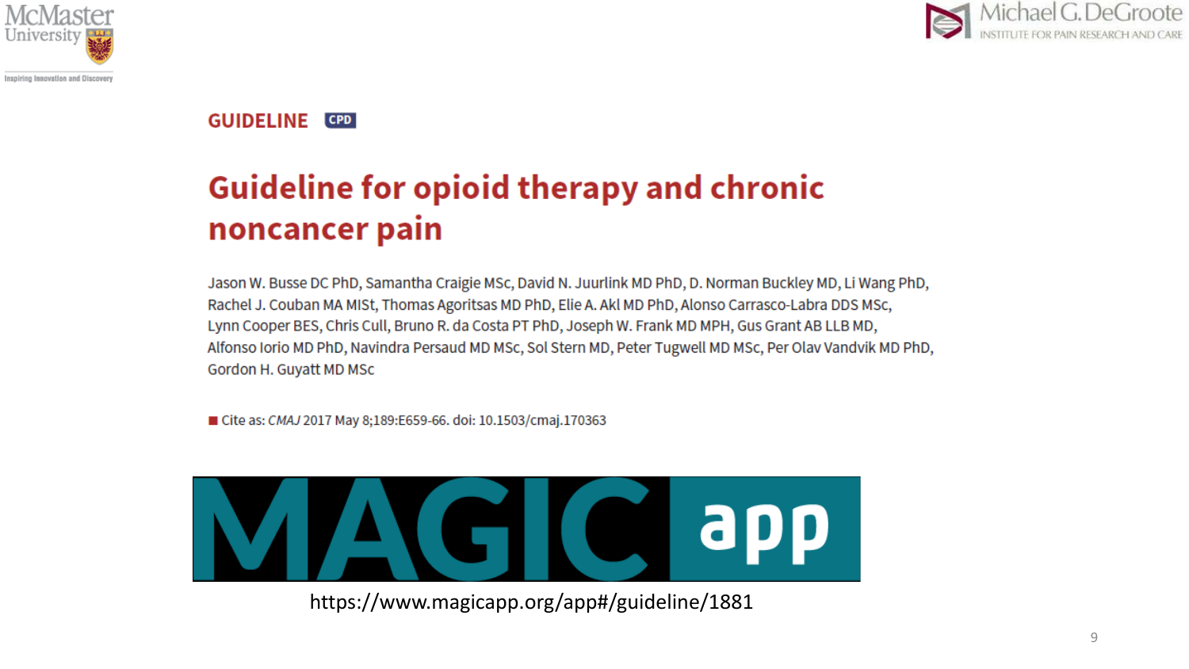McMaster University

Michael G. DeGroote Institute for Pain Research and Care

GUIDELINE CPD

# Guideline for opioid therapy and chronic noncancer pain

Jason W. Busse DC PhD, Samantha Craigie MSc, David N. Juurlink MD PhD, D. Norman Buckley MD, Li Wang PhD, Rachel J. Couban MA MISt, Thomas Agoritsas MD PhD, Elie A. Akl MD PhD, Alonso Carrasco-Labra DDS MSc, Lynn Cooper BES, Chris Cull, Bruno R. da Costa PT PhD, Joseph W. Frank MD MPH, Gus Grant AB LLB MD, Alfonso Iorio MD PhD, Navindra Persaud MD MSc, Sol Stern MD, Peter Tugwell MD MSc, Per Olav Vandvik MD PhD, Gordon H. Guyatt MD MSc

■ Cite as: *CMAJ* 2017 May 8;189:E659-66. doi: 10.1503/cmaj.170363

MAGIC app

https://www.magicapp.org/app#/guideline/1881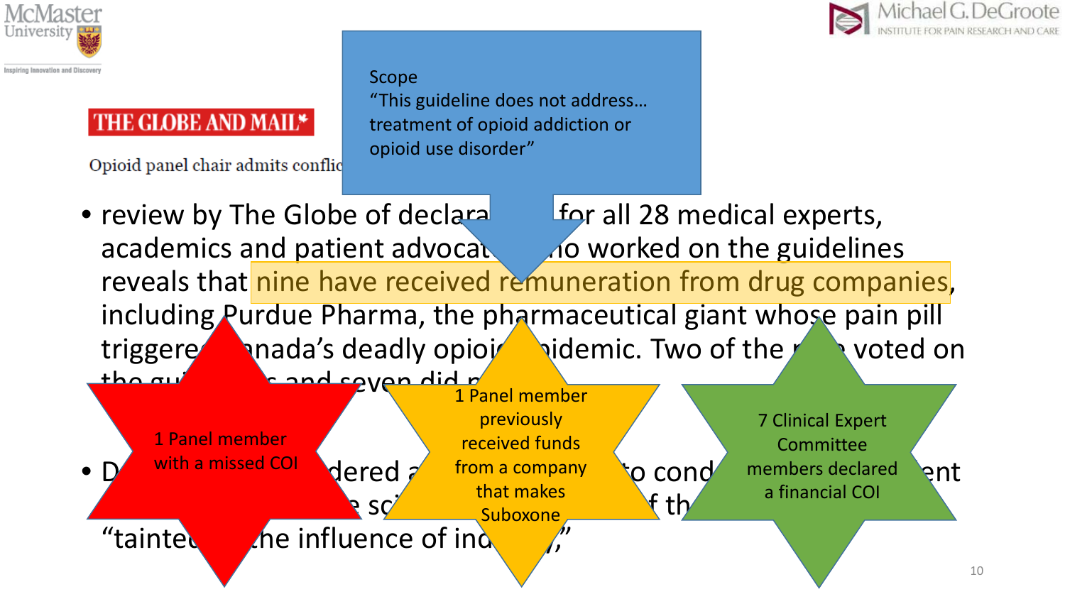THE GLOBE AND MAIL*

Opioid panel chair admits conflic

**Scope**
"This guideline does not address… treatment of opioid addiction or opioid use disorder"

- review by The Globe of declara for all 28 medical experts, academics and patient advocat ho worked on the guidelines reveals that nine have received remuneration from drug companies, including Purdue Pharma, the pharmaceutical giant whose pain pill triggere nada's deadly opioi idemic. Two of the voted on the gui s and seven did n
- D dered a o cond ent sc f th "tainte he influence of ind y,"

1 Panel member with a missed COI

1 Panel member previously received funds from a company that makes Suboxone

7 Clinical Expert Committee members declared a financial COI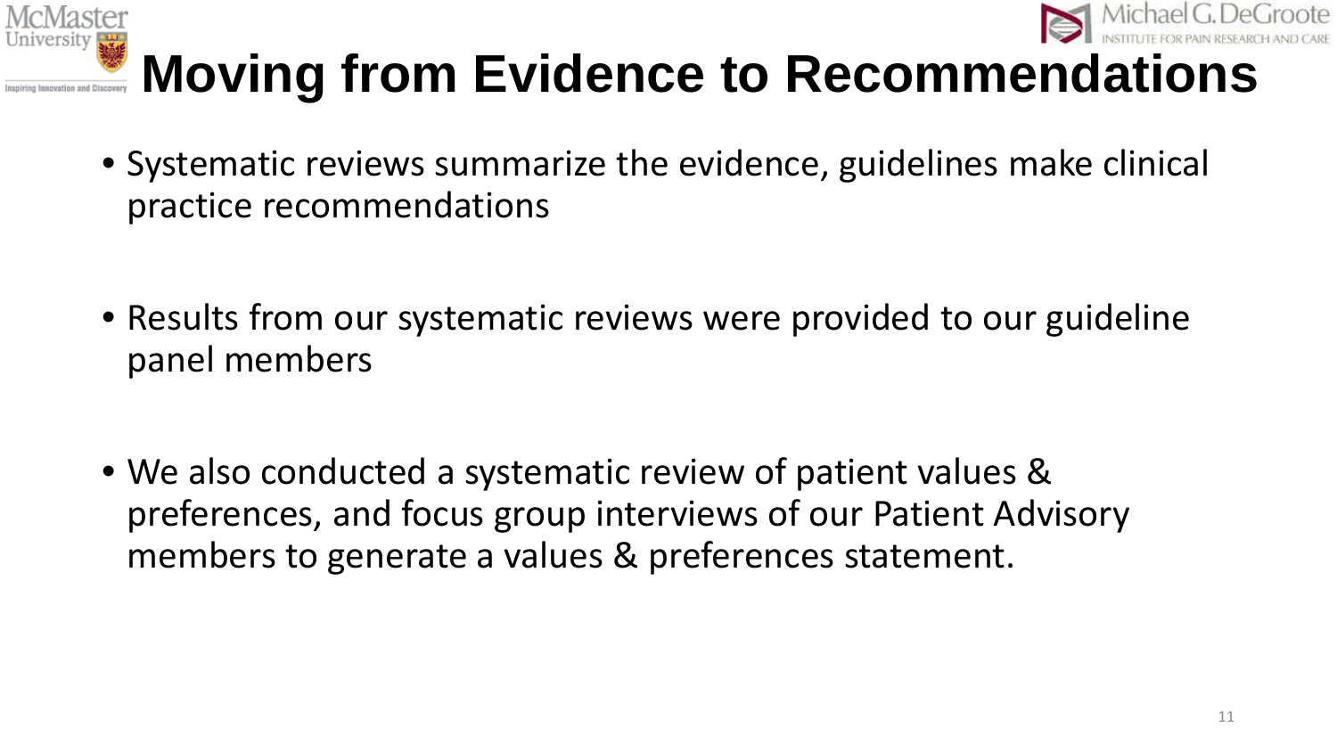# Moving from Evidence to Recommendations

- Systematic reviews summarize the evidence, guidelines make clinical practice recommendations
- Results from our systematic reviews were provided to our guideline panel members
- We also conducted a systematic review of patient values & preferences, and focus group interviews of our Patient Advisory members to generate a values & preferences statement.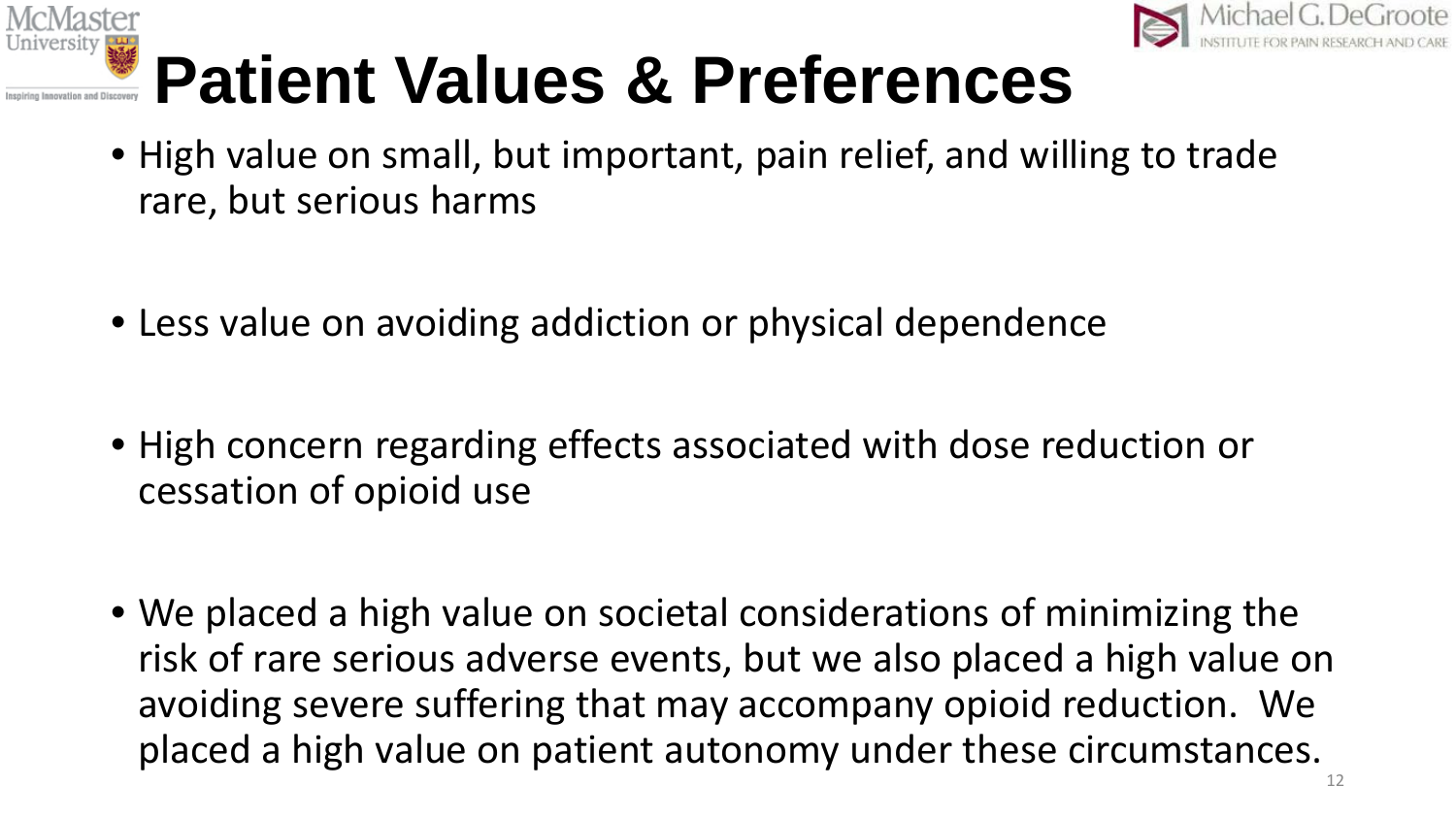# Patient Values & Preferences

- High value on small, but important, pain relief, and willing to trade rare, but serious harms
- Less value on avoiding addiction or physical dependence
- High concern regarding effects associated with dose reduction or cessation of opioid use
- We placed a high value on societal considerations of minimizing the risk of rare serious adverse events, but we also placed a high value on avoiding severe suffering that may accompany opioid reduction. We placed a high value on patient autonomy under these circumstances.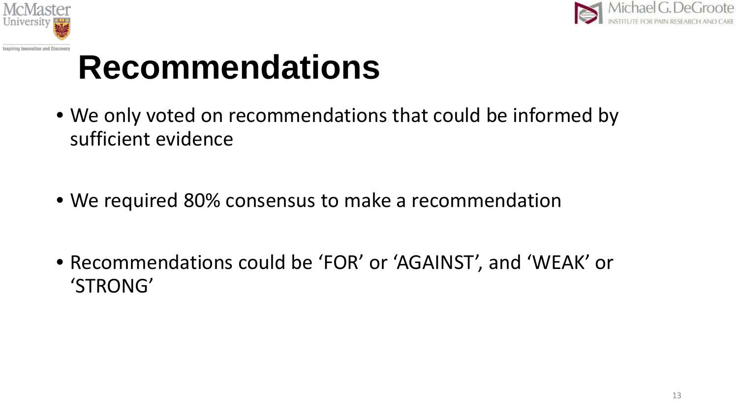# Recommendations

- We only voted on recommendations that could be informed by sufficient evidence
- We required 80% consensus to make a recommendation
- Recommendations could be 'FOR' or 'AGAINST', and 'WEAK' or 'STRONG'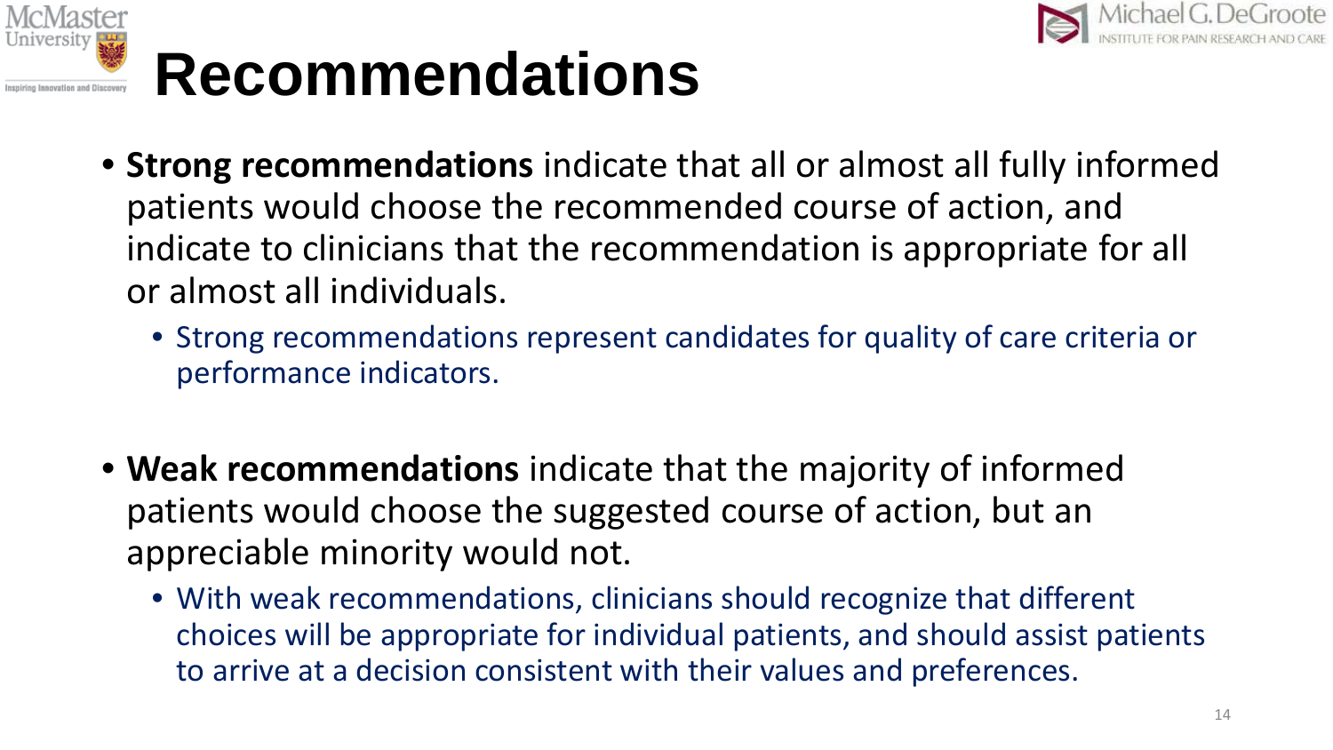# Recommendations

- **Strong recommendations** indicate that all or almost all fully informed patients would choose the recommended course of action, and indicate to clinicians that the recommendation is appropriate for all or almost all individuals.
  - Strong recommendations represent candidates for quality of care criteria or performance indicators.

- **Weak recommendations** indicate that the majority of informed patients would choose the suggested course of action, but an appreciable minority would not.
  - With weak recommendations, clinicians should recognize that different choices will be appropriate for individual patients, and should assist patients to arrive at a decision consistent with their values and preferences.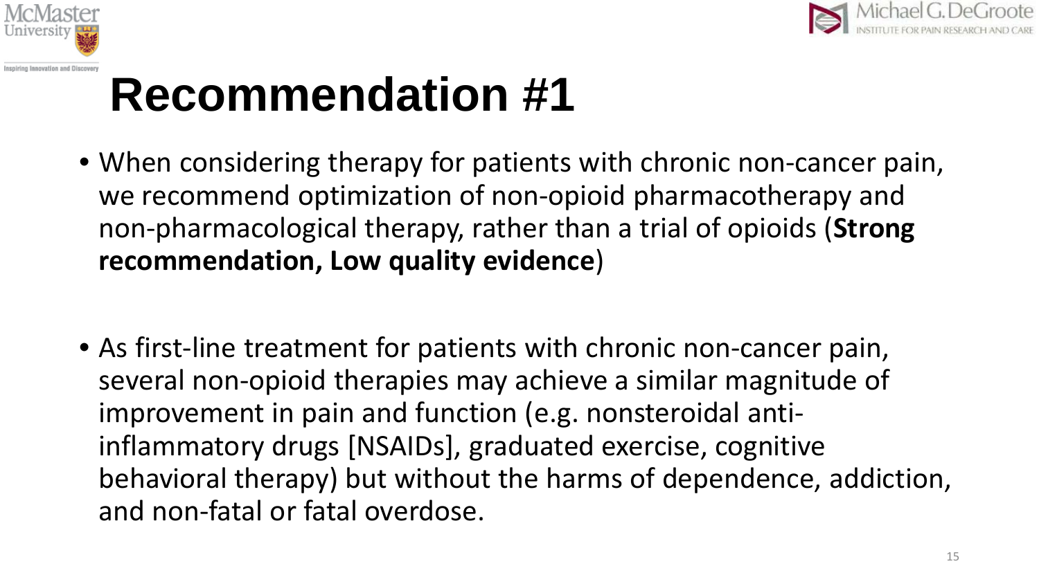# Recommendation #1

- When considering therapy for patients with chronic non-cancer pain, we recommend optimization of non-opioid pharmacotherapy and non-pharmacological therapy, rather than a trial of opioids (**Strong recommendation, Low quality evidence**)

- As first-line treatment for patients with chronic non-cancer pain, several non-opioid therapies may achieve a similar magnitude of improvement in pain and function (e.g. nonsteroidal anti-inflammatory drugs [NSAIDs], graduated exercise, cognitive behavioral therapy) but without the harms of dependence, addiction, and non-fatal or fatal overdose.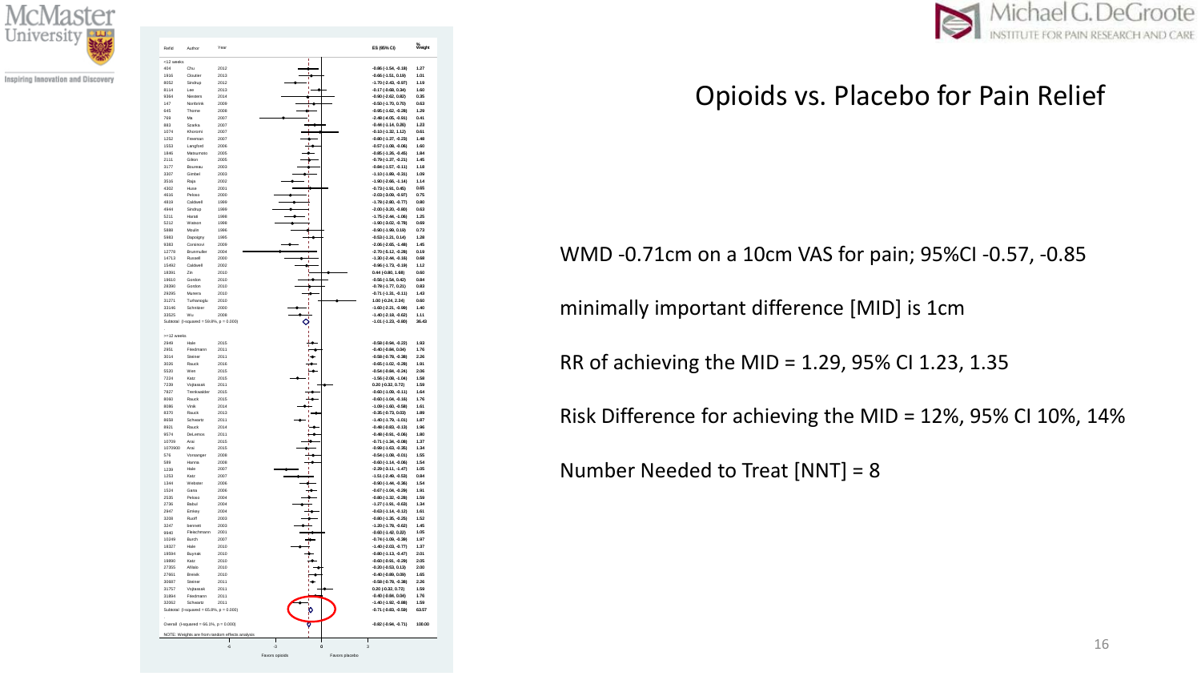# Opioids vs. Placebo for Pain Relief

WMD -0.71cm on a 10cm VAS for pain; 95%CI -0.57, -0.85

minimally important difference [MID] is 1cm

RR of achieving the MID = 1.29, 95% CI 1.23, 1.35

Risk Difference for achieving the MID = 12%, 95% CI 10%, 14%

Number Needed to Treat [NNT] = 8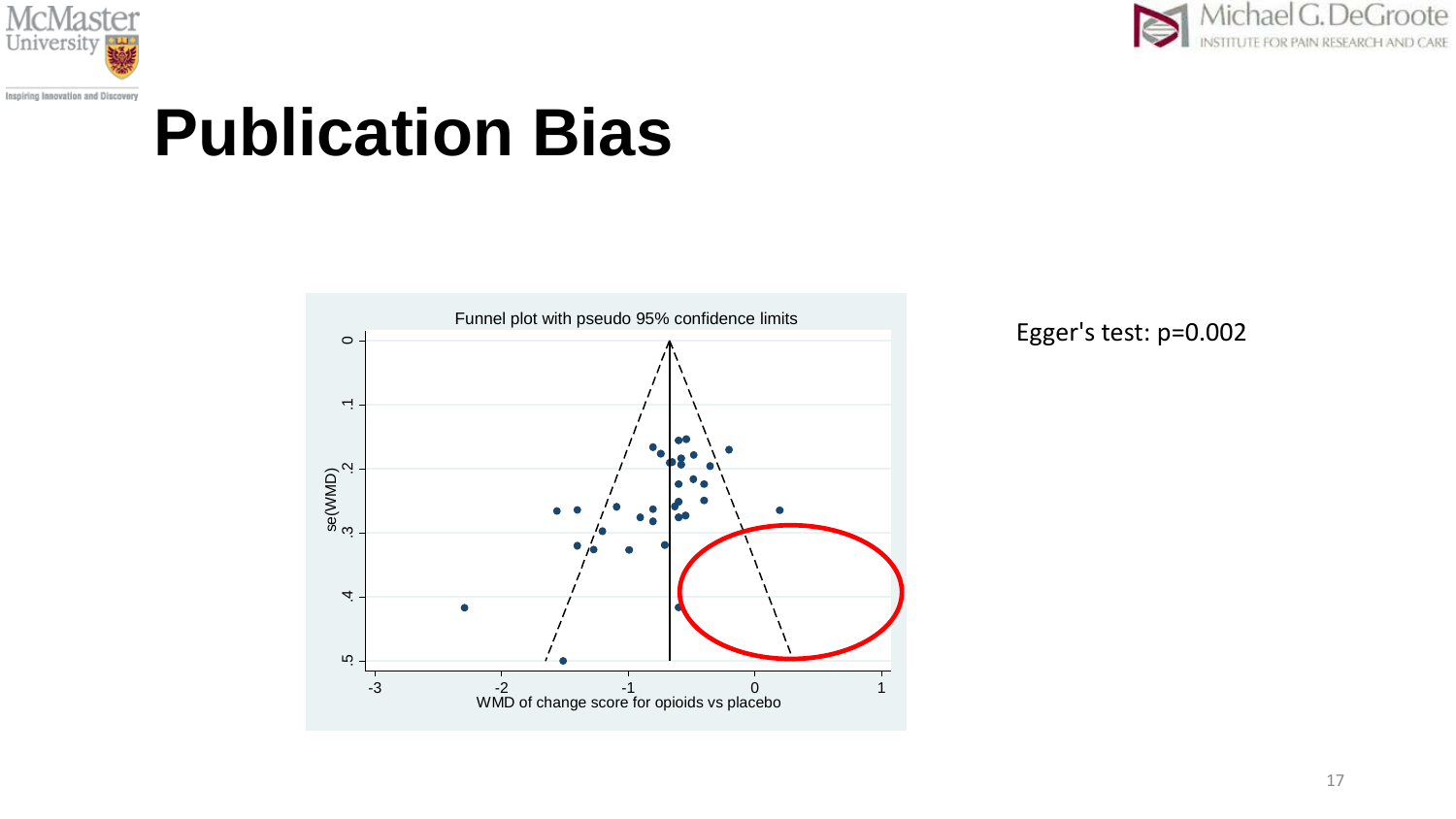# Publication Bias

Egger's test: $p=0.002$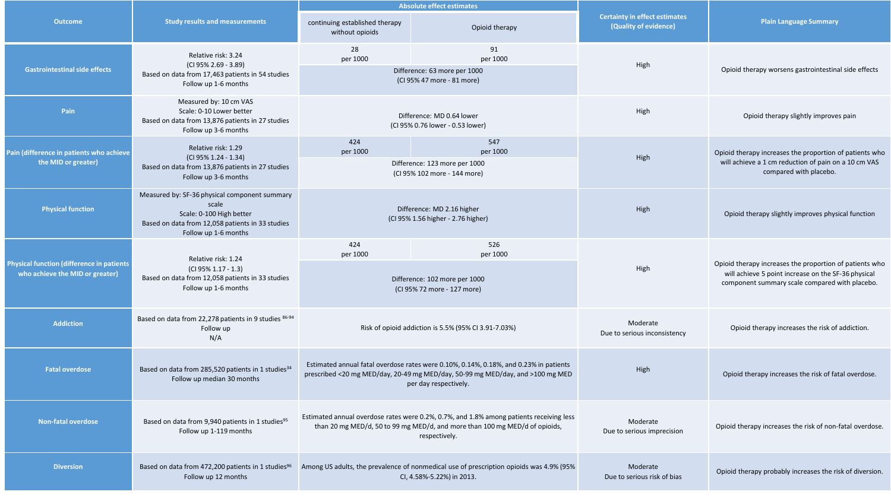| Outcome | Study results and measurements | Absolute effect estimates | | Certainty in effect estimates (Quality of evidence) | Plain Language Summary |
|---|---|---|---|---|---|
| | | continuing established therapy without opioids | Opioid therapy | | |
| **Gastrointestinal side effects** | Relative risk: 3.24 (CI 95% 2.69 - 3.89) Based on data from 17,463 patients in 54 studies Follow up 1-6 months | 28 per 1000 | 91 per 1000 | High | Opioid therapy worsens gastrointestinal side effects |
| | | Difference: 63 more per 1000 (CI 95% 47 more - 81 more) | | | |
| **Pain** | Measured by: 10 cm VAS Scale: 0-10 Lower better Based on data from 13,876 patients in 27 studies Follow up 3-6 months | Difference: MD 0.64 lower (CI 95% 0.76 lower - 0.53 lower) | | High | Opioid therapy slightly improves pain |
| **Pain (difference in patients who achieve the MID or greater)** | Relative risk: 1.29 (CI 95% 1.24 - 1.34) Based on data from 13,876 patients in 27 studies Follow up 3-6 months | 424 per 1000 | 547 per 1000 | High | Opioid therapy increases the proportion of patients who will achieve a 1 cm reduction of pain on a 10 cm VAS compared with placebo. |
| | | Difference: 123 more per 1000 (CI 95% 102 more - 144 more) | | | |
| **Physical function** | Measured by: SF-36 physical component summary scale Scale: 0-100 High better Based on data from 12,058 patients in 33 studies Follow up 1-6 months | Difference: MD 2.16 higher (CI 95% 1.56 higher - 2.76 higher) | | High | Opioid therapy slightly improves physical function |
| **Physical function (difference in patients who achieve the MID or greater)** | Relative risk: 1.24 (CI 95% 1.17 - 1.3) Based on data from 12,058 patients in 33 studies Follow up 1-6 months | 424 per 1000 | 526 per 1000 | High | Opioid therapy increases the proportion of patients who will achieve 5 point increase on the SF-36 physical component summary scale compared with placebo. |
| | | Difference: 102 more per 1000 (CI 95% 72 more - 127 more) | | | |
| **Addiction** | Based on data from 22,278 patients in 9 studies [86-94] Follow up N/A | Risk of opioid addiction is 5.5% (95% CI 3.91-7.03%) | | Moderate Due to serious inconsistency | Opioid therapy increases the risk of addiction. |
| **Fatal overdose** | Based on data from 285,520 patients in 1 studies[34] Follow up median 30 months | Estimated annual fatal overdose rates were 0.10%, 0.14%, 0.18%, and 0.23% in patients prescribed <20 mg MED/day, 20-49 mg MED/day, 50-99 mg MED/day, and >100 mg MED per day respectively. | | High | Opioid therapy increases the risk of fatal overdose. |
| **Non-fatal overdose** | Based on data from 9,940 patients in 1 studies[95] Follow up 1-119 months | Estimated annual overdose rates were 0.2%, 0.7%, and 1.8% among patients receiving less than 20 mg MED/d, 50 to 99 mg MED/d, and more than 100 mg MED/d of opioids, respectively. | | Moderate Due to serious imprecision | Opioid therapy increases the risk of non-fatal overdose. |
| **Diversion** | Based on data from 472,200 patients in 1 studies[96] Follow up 12 months | Among US adults, the prevalence of nonmedical use of prescription opioids was 4.9% (95% CI, 4.58%-5.22%) in 2013. | | Moderate Due to serious risk of bias | Opioid therapy probably increases the risk of diversion. |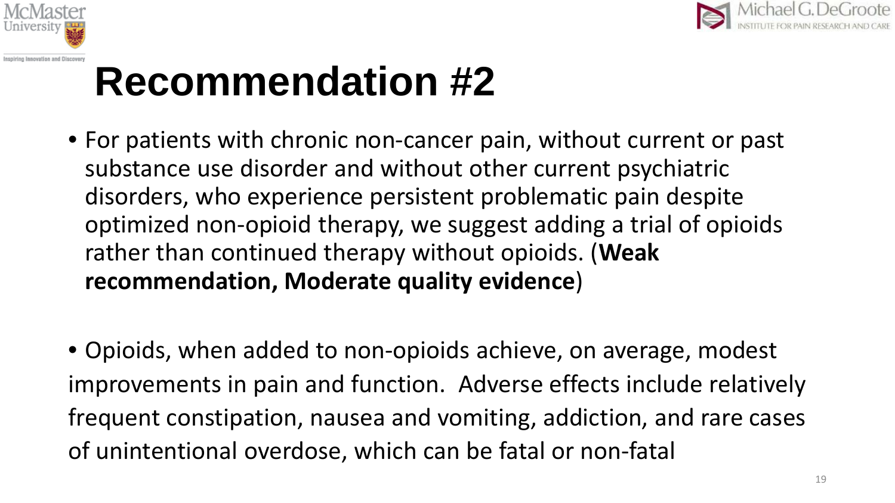# Recommendation #2

- For patients with chronic non-cancer pain, without current or past substance use disorder and without other current psychiatric disorders, who experience persistent problematic pain despite optimized non-opioid therapy, we suggest adding a trial of opioids rather than continued therapy without opioids. (**Weak recommendation, Moderate quality evidence**)

- Opioids, when added to non-opioids achieve, on average, modest improvements in pain and function. Adverse effects include relatively frequent constipation, nausea and vomiting, addiction, and rare cases of unintentional overdose, which can be fatal or non-fatal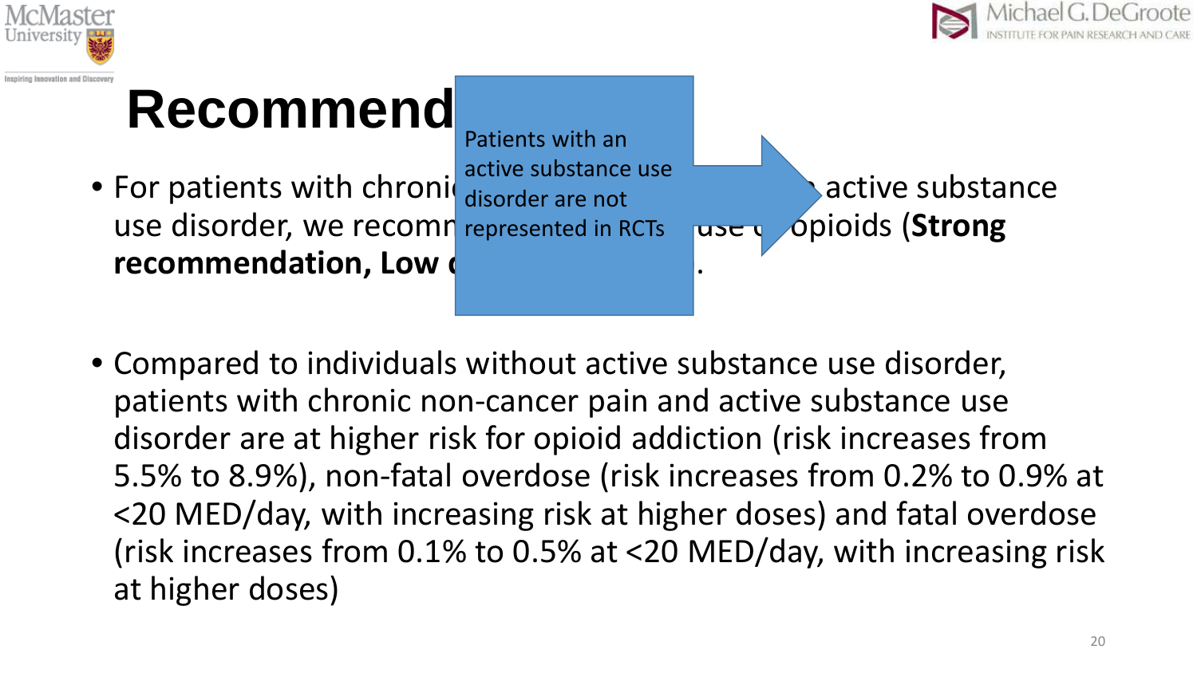# Recommend

Patients with an active substance use disorder are not represented in RCTs

- For patients with chroni active substance use disorder, we recomm use opioids (**Strong recommendation, Low** .

- Compared to individuals without active substance use disorder, patients with chronic non-cancer pain and active substance use disorder are at higher risk for opioid addiction (risk increases from 5.5% to 8.9%), non-fatal overdose (risk increases from 0.2% to 0.9% at <20 MED/day, with increasing risk at higher doses) and fatal overdose (risk increases from 0.1% to 0.5% at <20 MED/day, with increasing risk at higher doses)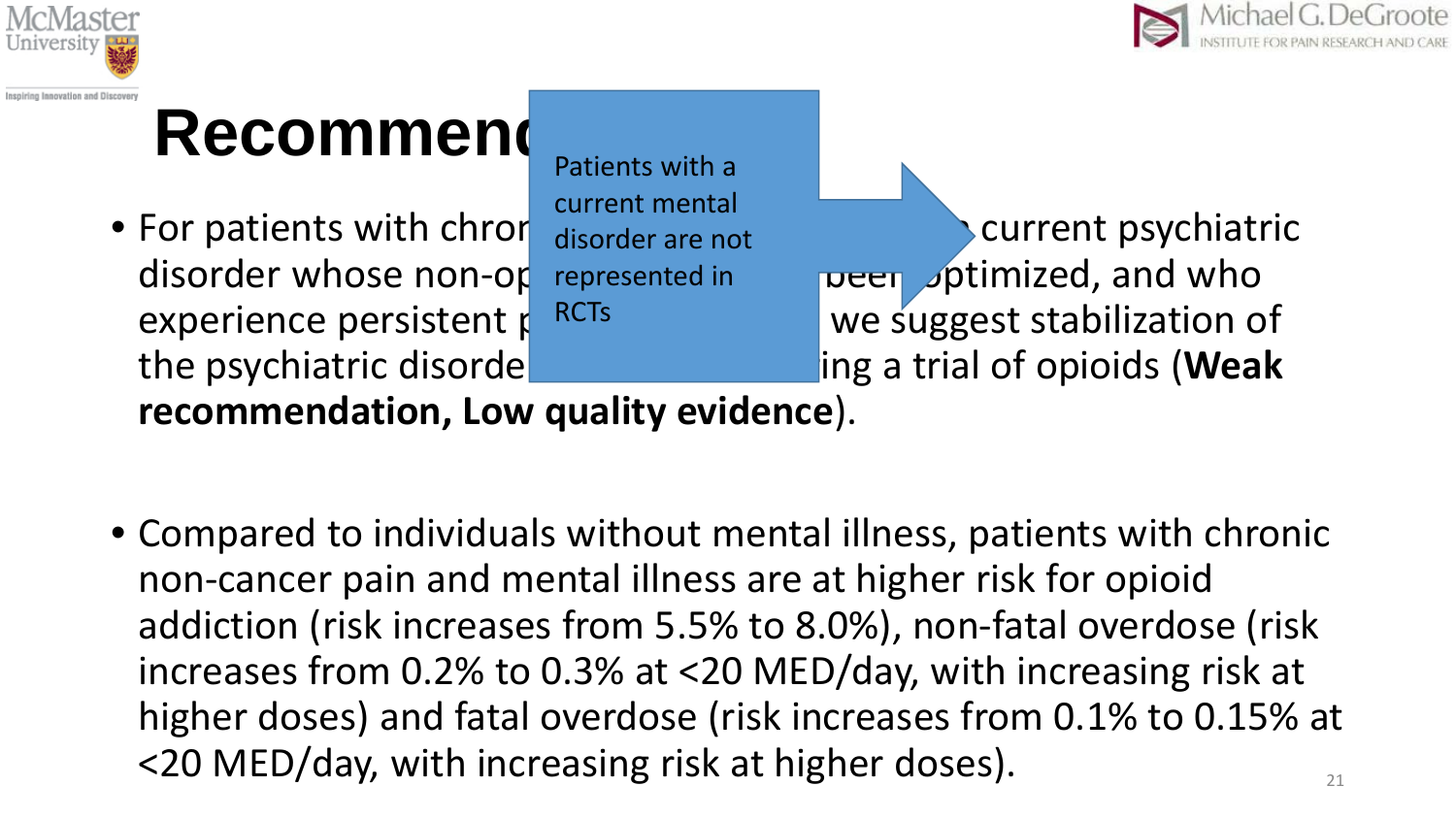# Recommen

Patients with a current mental disorder are not represented in RCTs

- For patients with chron current psychiatric disorder whose non-op been optimized, and who experience persistent p we suggest stabilization of the psychiatric disorde ing a trial of opioids (**Weak recommendation, Low quality evidence**).

- Compared to individuals without mental illness, patients with chronic non-cancer pain and mental illness are at higher risk for opioid addiction (risk increases from 5.5% to 8.0%), non-fatal overdose (risk increases from 0.2% to 0.3% at <20 MED/day, with increasing risk at higher doses) and fatal overdose (risk increases from 0.1% to 0.15% at <20 MED/day, with increasing risk at higher doses).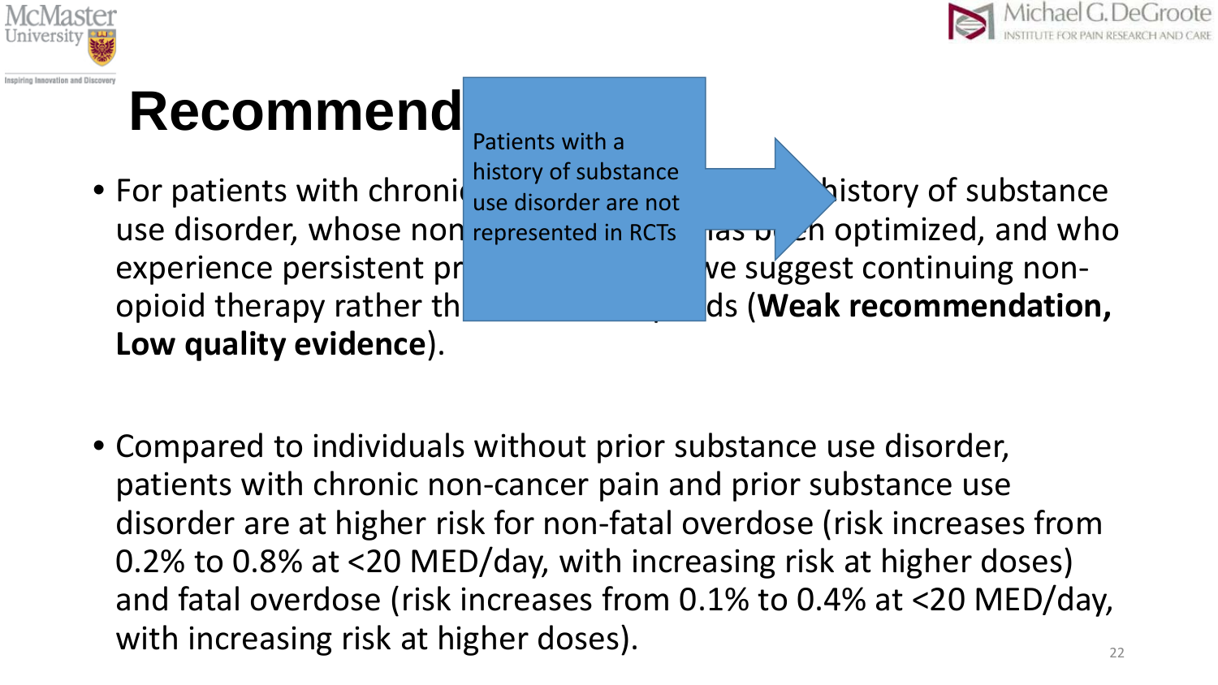# Recommend

Patients with a history of substance use disorder are not represented in RCTs

- For patients with chronic … history of substance use disorder, whose non… has been optimized, and who experience persistent pr… we suggest continuing non-opioid therapy rather th… ds (**Weak recommendation, Low quality evidence**).

- Compared to individuals without prior substance use disorder, patients with chronic non-cancer pain and prior substance use disorder are at higher risk for non-fatal overdose (risk increases from 0.2% to 0.8% at <20 MED/day, with increasing risk at higher doses) and fatal overdose (risk increases from 0.1% to 0.4% at <20 MED/day, with increasing risk at higher doses).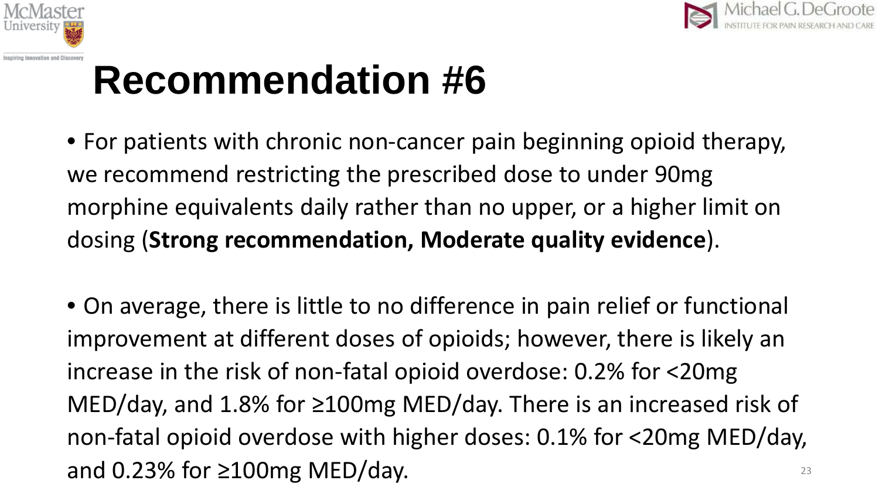# Recommendation #6

- For patients with chronic non-cancer pain beginning opioid therapy, we recommend restricting the prescribed dose to under 90mg morphine equivalents daily rather than no upper, or a higher limit on dosing (**Strong recommendation, Moderate quality evidence**).

- On average, there is little to no difference in pain relief or functional improvement at different doses of opioids; however, there is likely an increase in the risk of non-fatal opioid overdose: 0.2% for <20mg MED/day, and 1.8% for ≥100mg MED/day. There is an increased risk of non-fatal opioid overdose with higher doses: 0.1% for <20mg MED/day, and 0.23% for ≥100mg MED/day.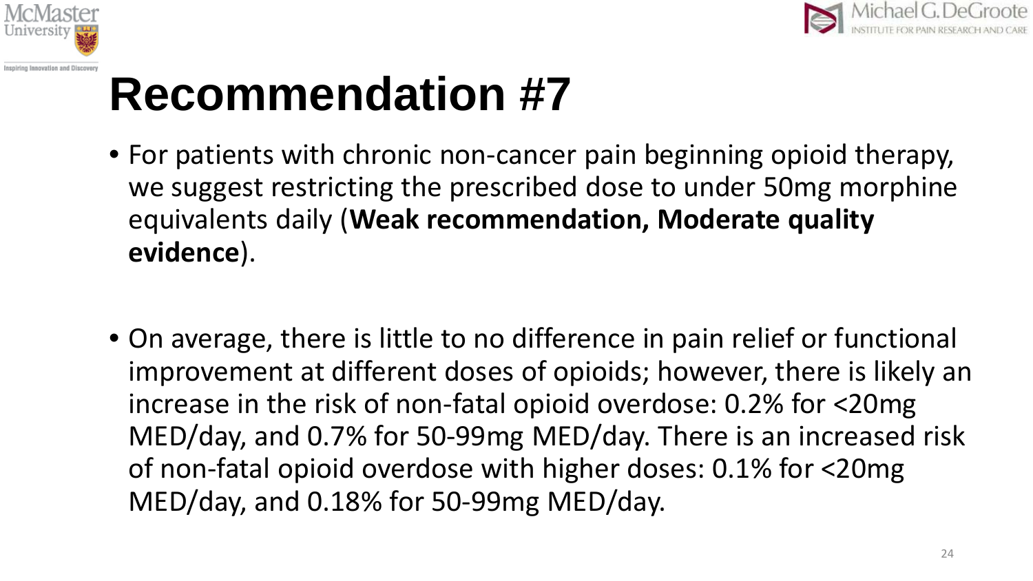# Recommendation #7

- For patients with chronic non-cancer pain beginning opioid therapy, we suggest restricting the prescribed dose to under 50mg morphine equivalents daily (**Weak recommendation, Moderate quality evidence**).

- On average, there is little to no difference in pain relief or functional improvement at different doses of opioids; however, there is likely an increase in the risk of non-fatal opioid overdose: 0.2% for <20mg MED/day, and 0.7% for 50-99mg MED/day. There is an increased risk of non-fatal opioid overdose with higher doses: 0.1% for <20mg MED/day, and 0.18% for 50-99mg MED/day.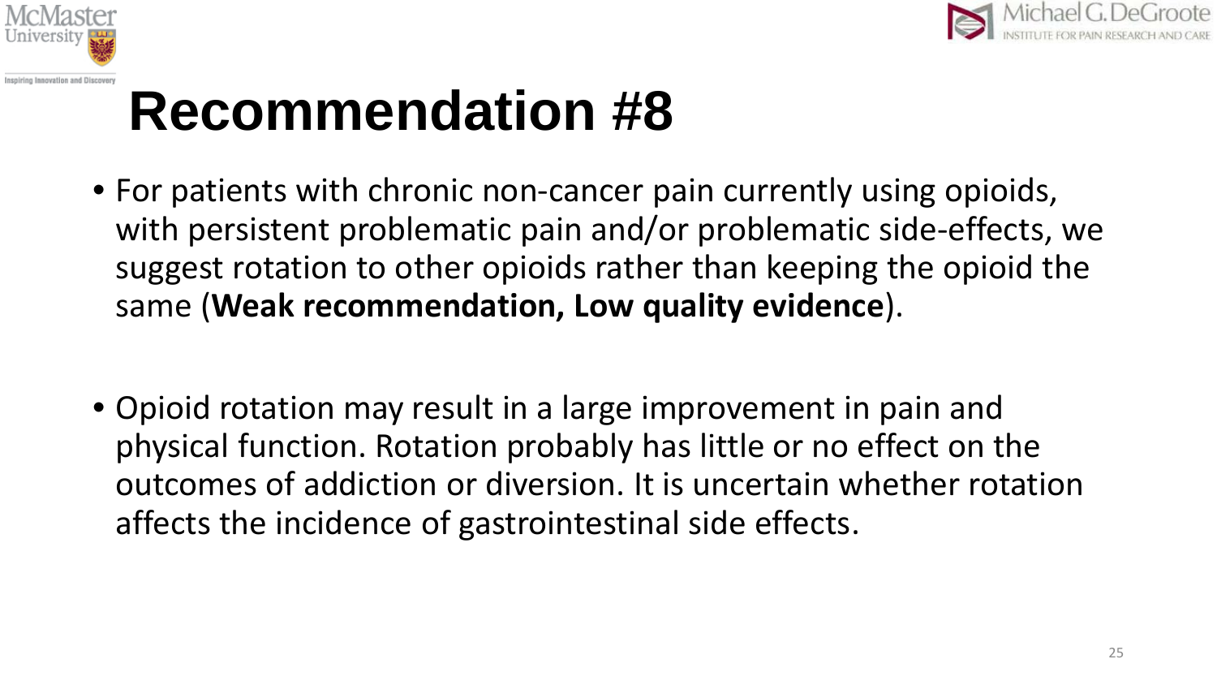# Recommendation #8

- For patients with chronic non-cancer pain currently using opioids, with persistent problematic pain and/or problematic side-effects, we suggest rotation to other opioids rather than keeping the opioid the same (**Weak recommendation, Low quality evidence**).

- Opioid rotation may result in a large improvement in pain and physical function. Rotation probably has little or no effect on the outcomes of addiction or diversion. It is uncertain whether rotation affects the incidence of gastrointestinal side effects.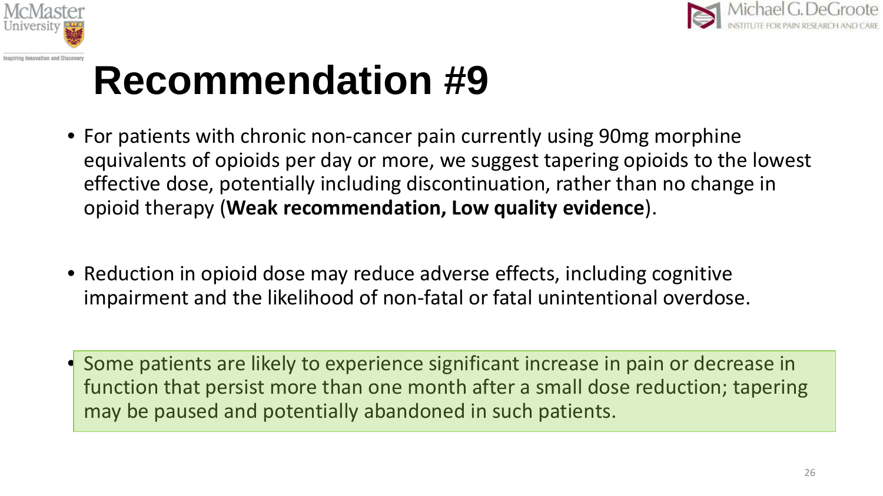# Recommendation #9

- For patients with chronic non-cancer pain currently using 90mg morphine equivalents of opioids per day or more, we suggest tapering opioids to the lowest effective dose, potentially including discontinuation, rather than no change in opioid therapy (**Weak recommendation, Low quality evidence**).

- Reduction in opioid dose may reduce adverse effects, including cognitive impairment and the likelihood of non-fatal or fatal unintentional overdose.

- Some patients are likely to experience significant increase in pain or decrease in function that persist more than one month after a small dose reduction; tapering may be paused and potentially abandoned in such patients.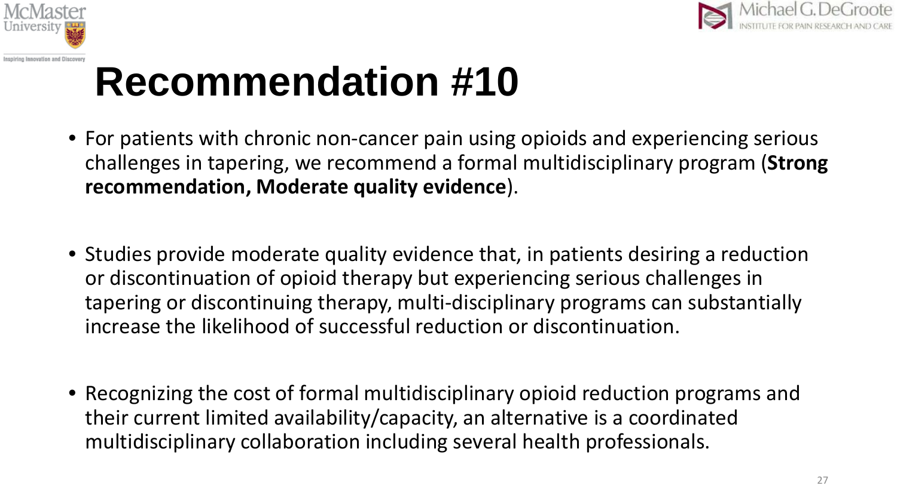# Recommendation #10

- For patients with chronic non-cancer pain using opioids and experiencing serious challenges in tapering, we recommend a formal multidisciplinary program (**Strong recommendation, Moderate quality evidence**).

- Studies provide moderate quality evidence that, in patients desiring a reduction or discontinuation of opioid therapy but experiencing serious challenges in tapering or discontinuing therapy, multi-disciplinary programs can substantially increase the likelihood of successful reduction or discontinuation.

- Recognizing the cost of formal multidisciplinary opioid reduction programs and their current limited availability/capacity, an alternative is a coordinated multidisciplinary collaboration including several health professionals.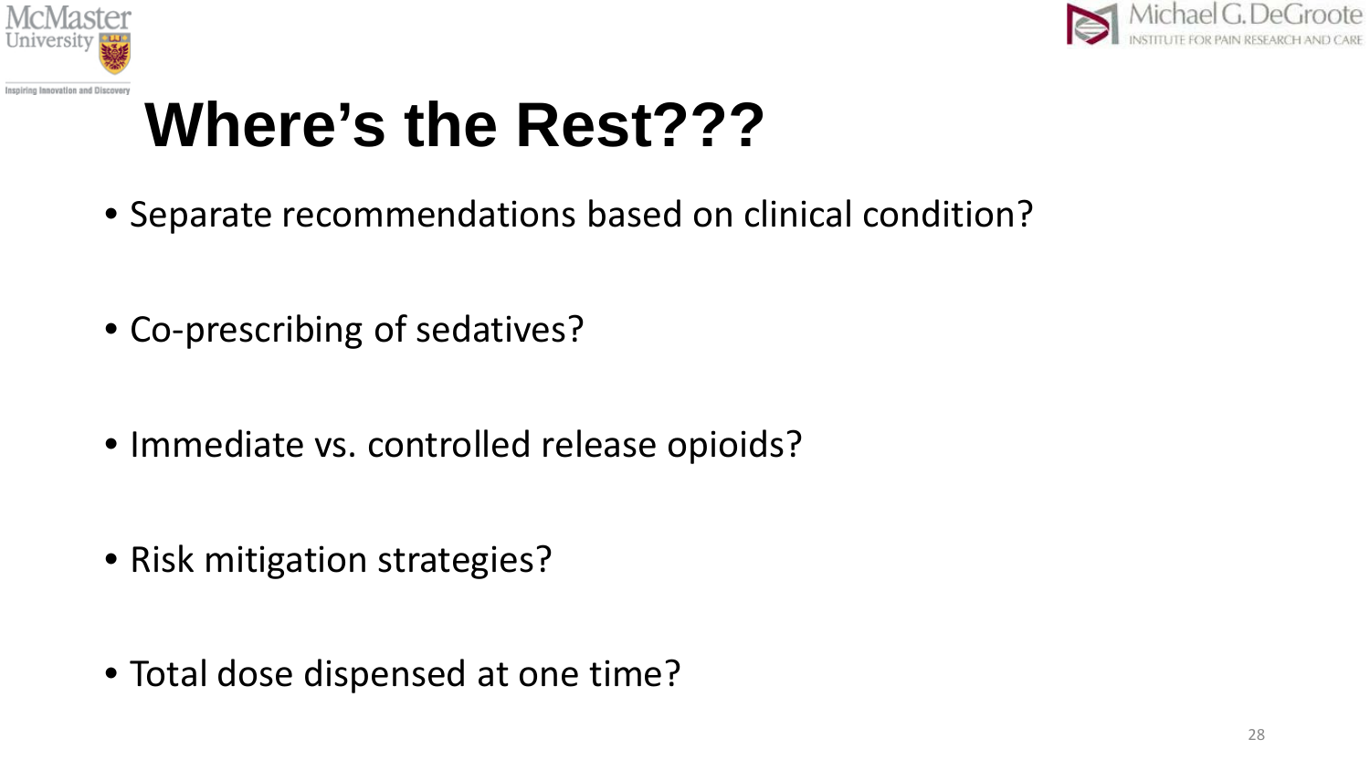# Where's the Rest???

- Separate recommendations based on clinical condition?
- Co-prescribing of sedatives?
- Immediate vs. controlled release opioids?
- Risk mitigation strategies?
- Total dose dispensed at one time?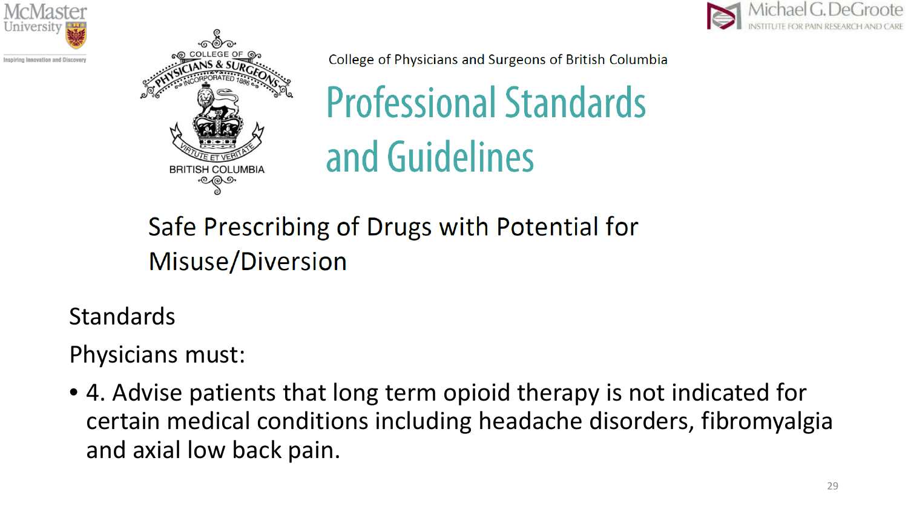College of Physicians and Surgeons of British Columbia

# Professional Standards and Guidelines

## Safe Prescribing of Drugs with Potential for Misuse/Diversion

Standards

Physicians must:

- 4. Advise patients that long term opioid therapy is not indicated for certain medical conditions including headache disorders, fibromyalgia and axial low back pain.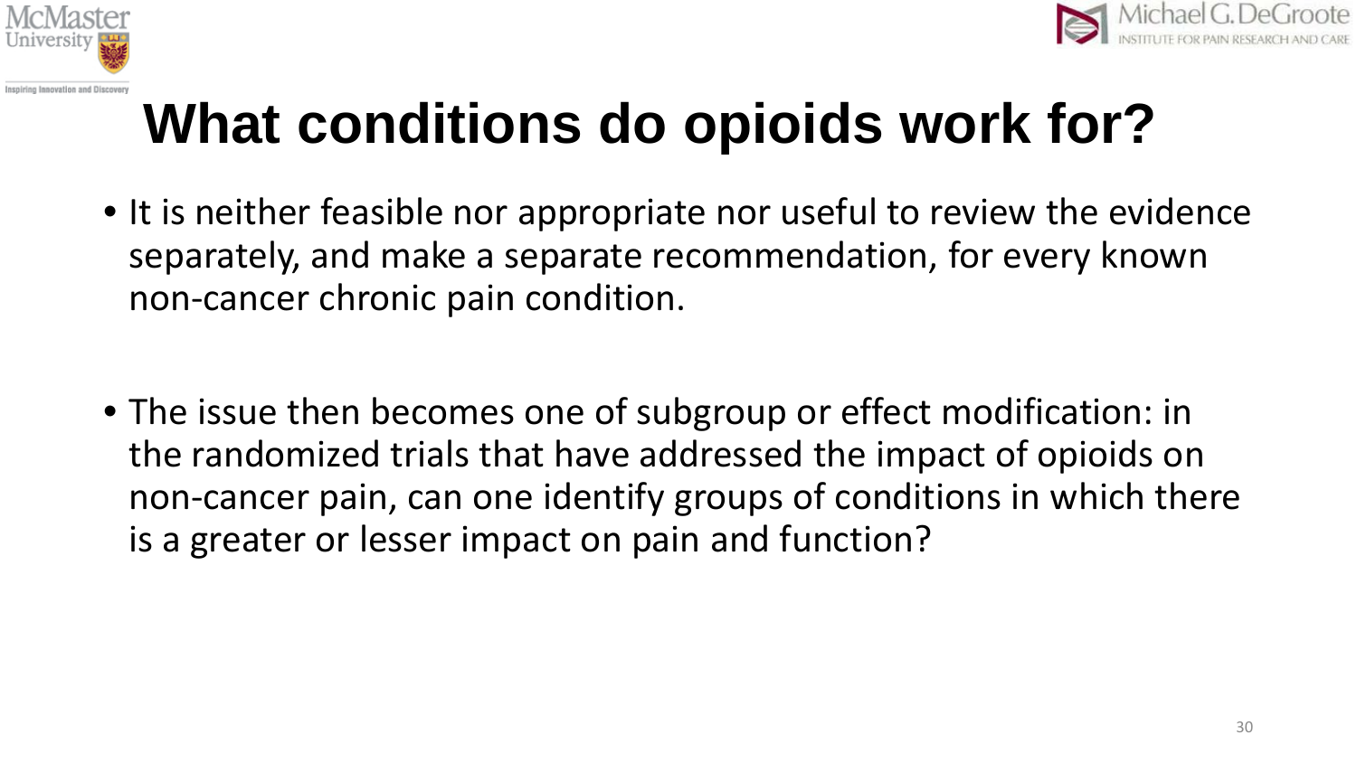# What conditions do opioids work for?

- It is neither feasible nor appropriate nor useful to review the evidence separately, and make a separate recommendation, for every known non-cancer chronic pain condition.

- The issue then becomes one of subgroup or effect modification: in the randomized trials that have addressed the impact of opioids on non-cancer pain, can one identify groups of conditions in which there is a greater or lesser impact on pain and function?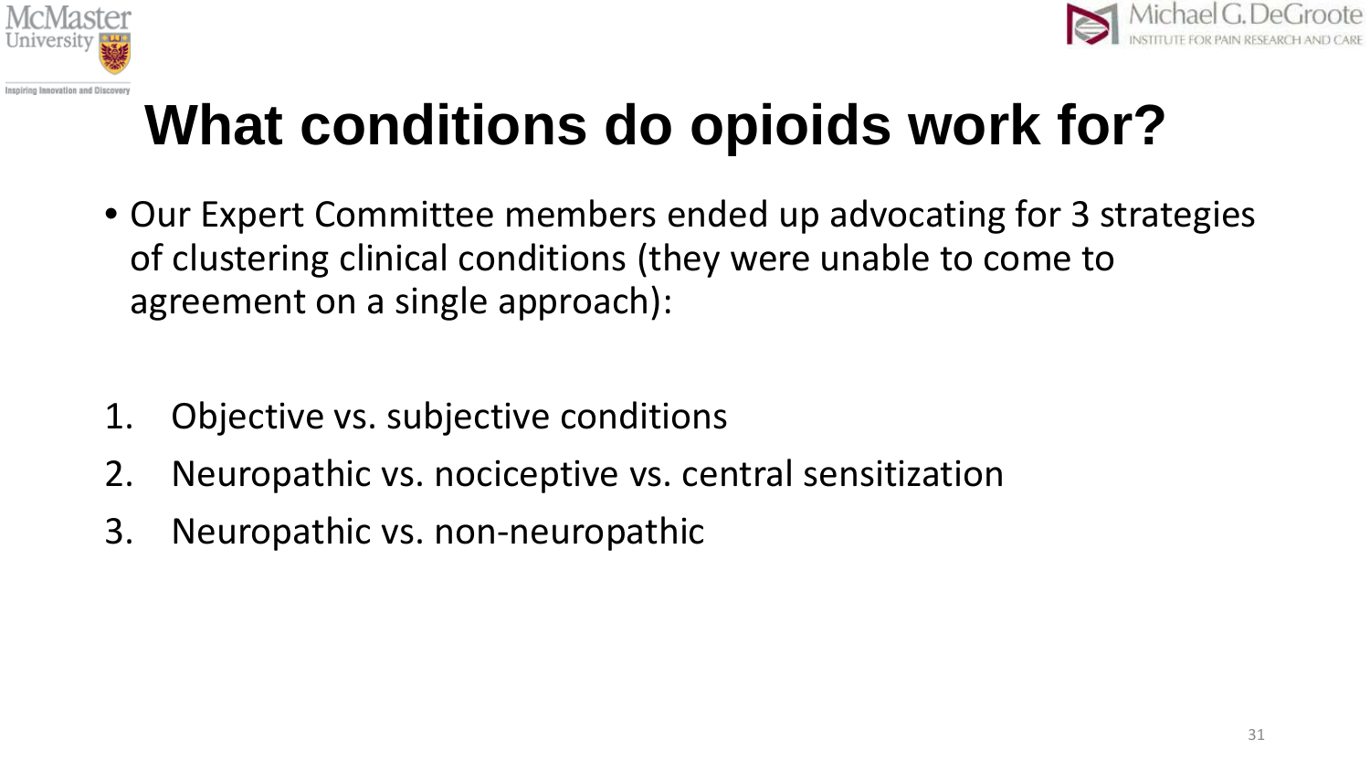# What conditions do opioids work for?

- Our Expert Committee members ended up advocating for 3 strategies of clustering clinical conditions (they were unable to come to agreement on a single approach):

1. Objective vs. subjective conditions
2. Neuropathic vs. nociceptive vs. central sensitization
3. Neuropathic vs. non-neuropathic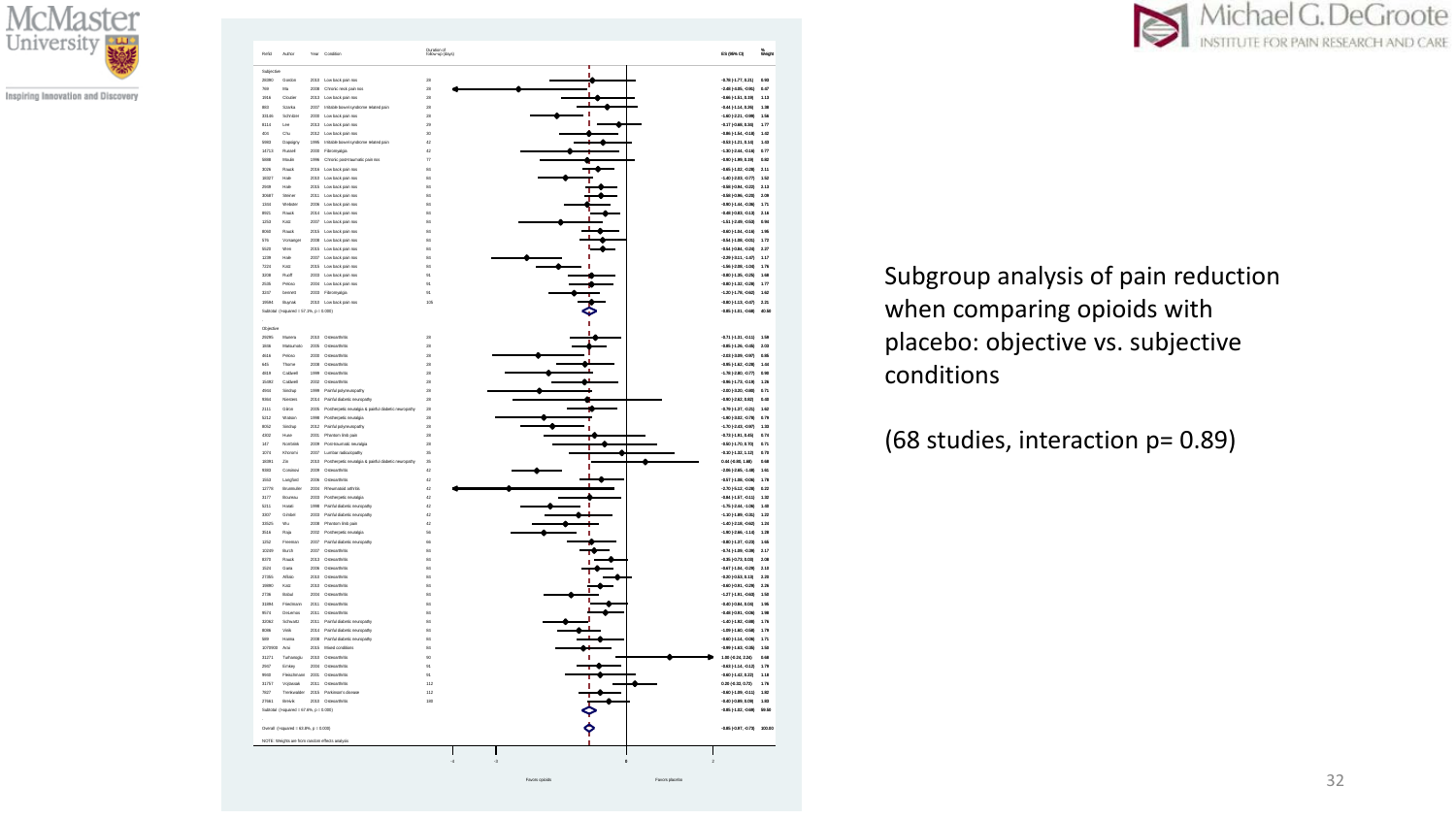Subgroup analysis of pain reduction when comparing opioids with placebo: objective vs. subjective conditions

(68 studies, interaction p= 0.89)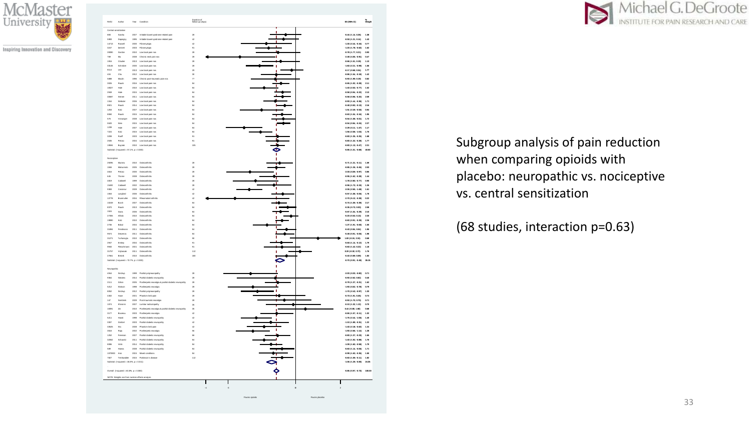Subgroup analysis of pain reduction when comparing opioids with placebo: neuropathic vs. nociceptive vs. central sensitization

(68 studies, interaction p=0.63)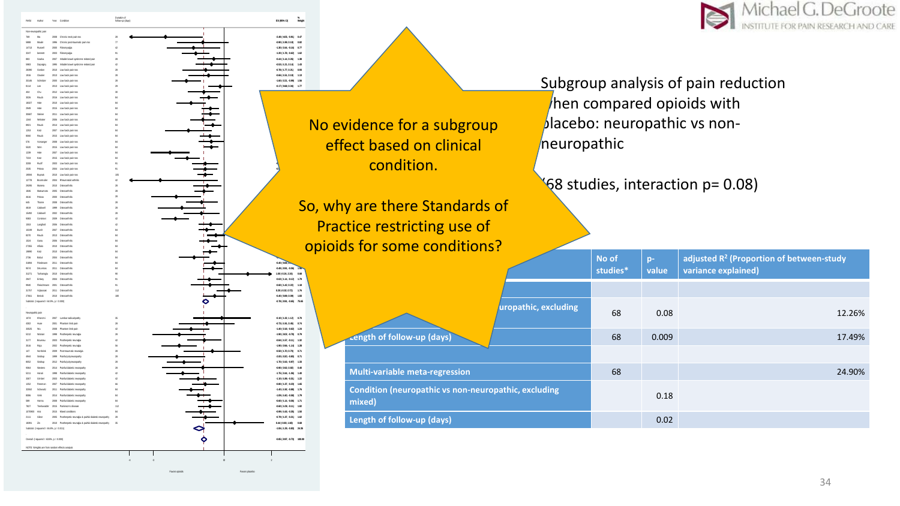Subgroup analysis of pain reduction when compared opioids with placebo: neuropathic vs non-neuropathic

(68 studies, interaction p= 0.08)

No evidence for a subgroup effect based on clinical condition.

So, why are there Standards of Practice restricting use of opioids for some conditions?

| | No of studies* | p-value | adjusted $R^2$ (Proportion of between-study variance explained) |
|---|---|---|---|
| | | | |
| Condition (neuropathic vs non-neuropathic, excluding mixed) | 68 | 0.08 | 12.26% |
| Length of follow-up (days) | 68 | 0.009 | 17.49% |
| | | | |
| Multi-variable meta-regression | 68 | | 24.90% |
| Condition (neuropathic vs non-neuropathic, excluding mixed) | | 0.18 | |
| Length of follow-up (days) | | 0.02 | |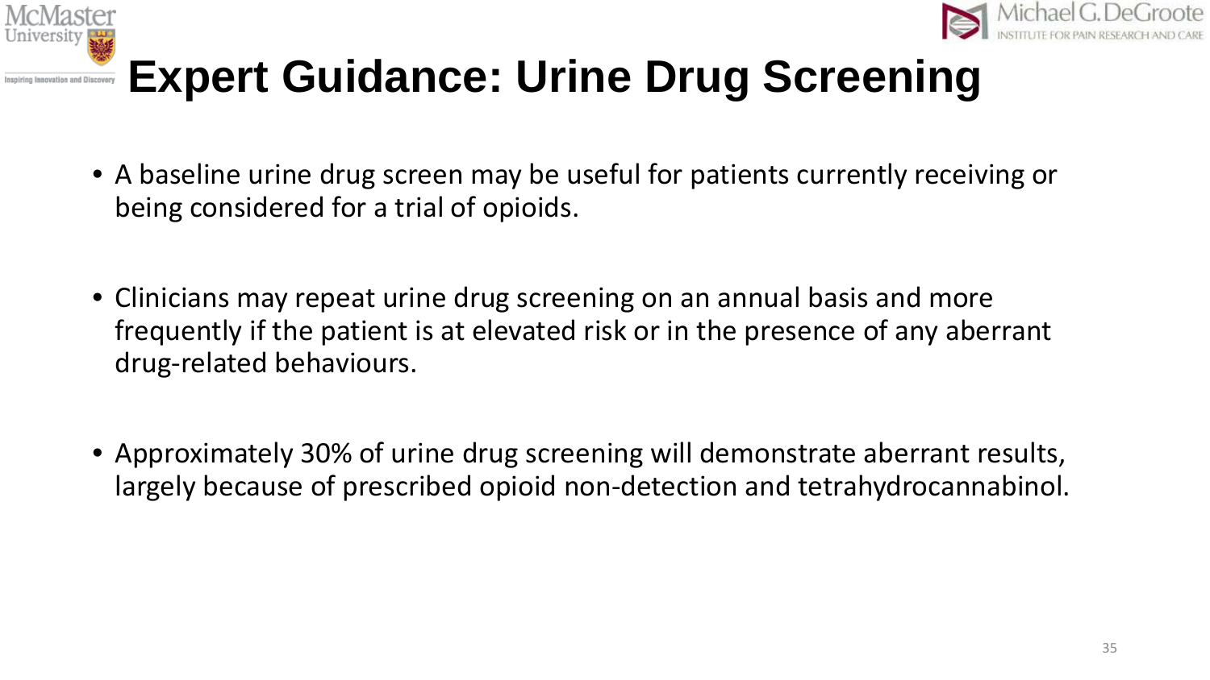# Expert Guidance: Urine Drug Screening

- A baseline urine drug screen may be useful for patients currently receiving or being considered for a trial of opioids.

- Clinicians may repeat urine drug screening on an annual basis and more frequently if the patient is at elevated risk or in the presence of any aberrant drug-related behaviours.

- Approximately 30% of urine drug screening will demonstrate aberrant results, largely because of prescribed opioid non-detection and tetrahydrocannabinol.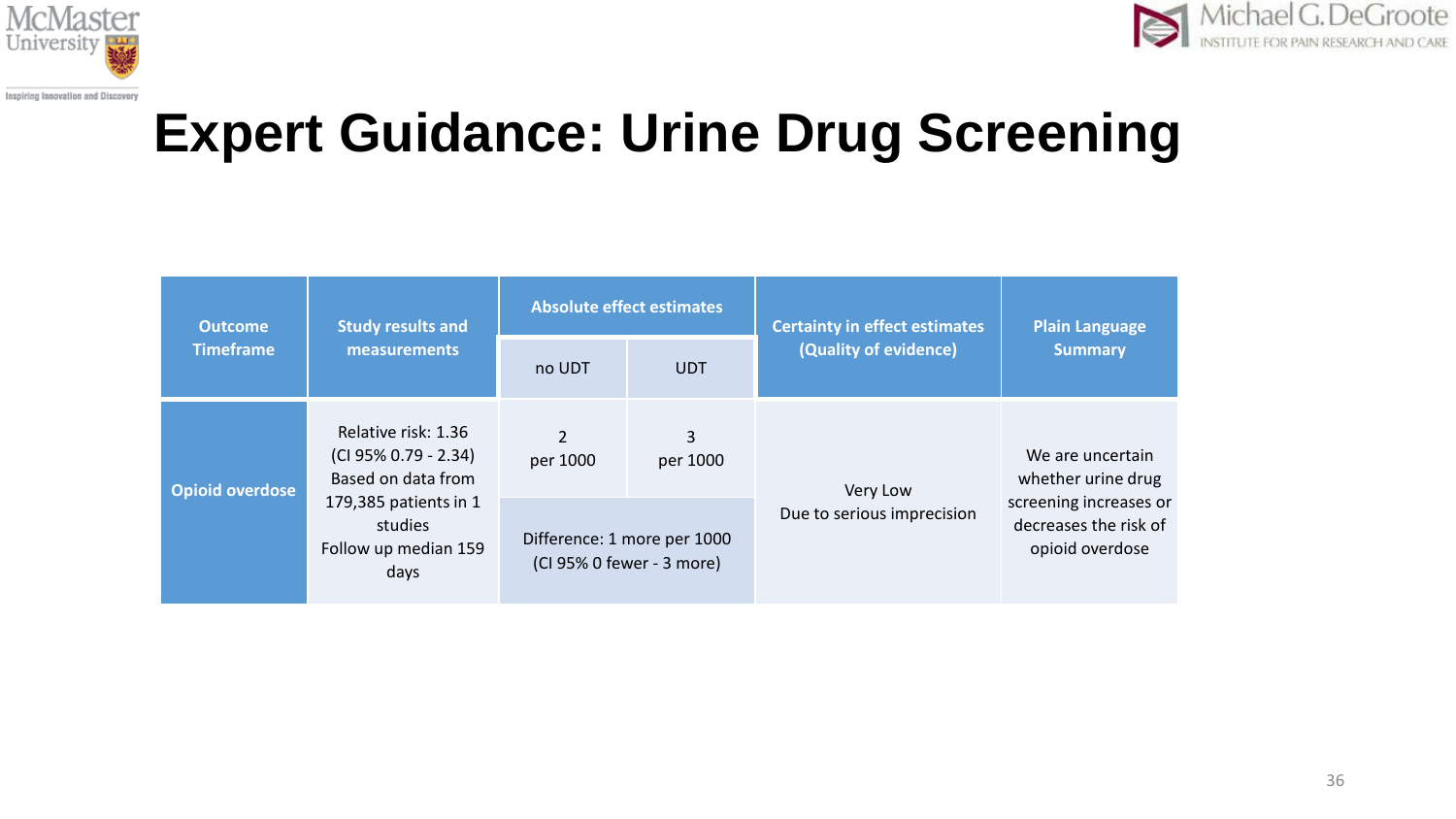# Expert Guidance: Urine Drug Screening

| Outcome Timeframe | Study results and measurements | Absolute effect estimates | | Certainty in effect estimates (Quality of evidence) | Plain Language Summary |
|---|---|---|---|---|---|
| | | no UDT | UDT | | |
| **Opioid overdose** | Relative risk: 1.36 (CI 95% 0.79 - 2.34) Based on data from 179,385 patients in 1 studies Follow up median 159 days | 2 per 1000 | 3 per 1000 | Very Low Due to serious imprecision | We are uncertain whether urine drug screening increases or decreases the risk of opioid overdose |
| | | Difference: 1 more per 1000 (CI 95% 0 fewer - 3 more) | | | |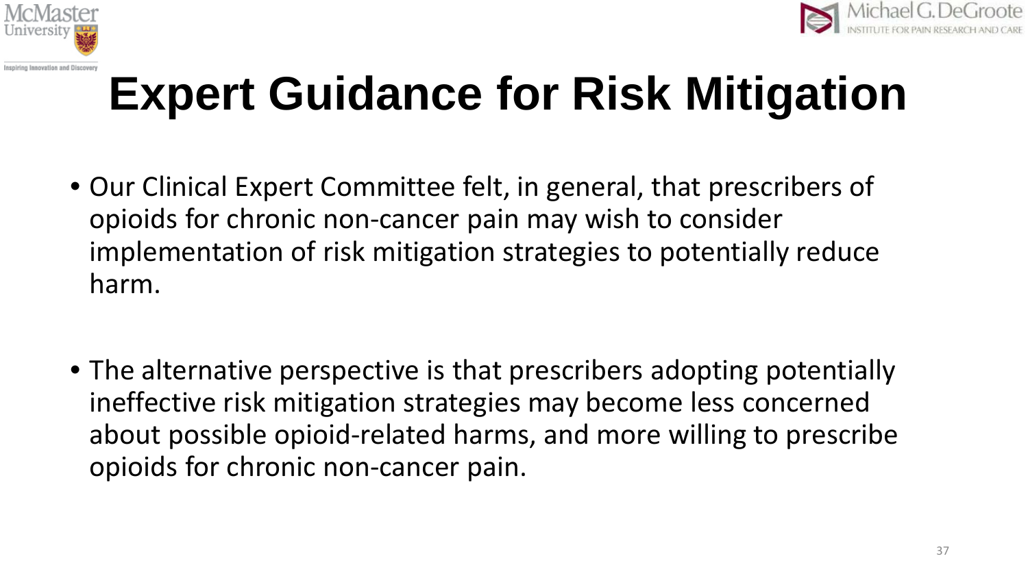# Expert Guidance for Risk Mitigation

- Our Clinical Expert Committee felt, in general, that prescribers of opioids for chronic non-cancer pain may wish to consider implementation of risk mitigation strategies to potentially reduce harm.

- The alternative perspective is that prescribers adopting potentially ineffective risk mitigation strategies may become less concerned about possible opioid-related harms, and more willing to prescribe opioids for chronic non-cancer pain.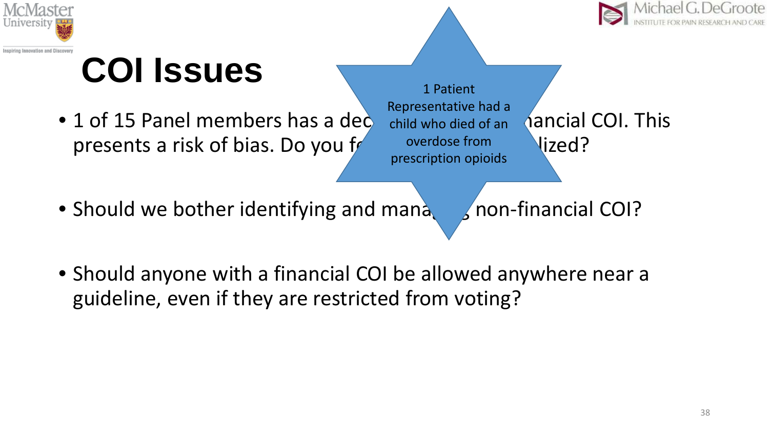# COI Issues

- 1 of 15 Panel members has a dec... ...ancial COI. This presents a risk of bias. Do you f... ...lized?
- Should we bother identifying and mana... non-financial COI?
- Should anyone with a financial COI be allowed anywhere near a guideline, even if they are restricted from voting?

1 Patient Representative had a child who died of an overdose from prescription opioids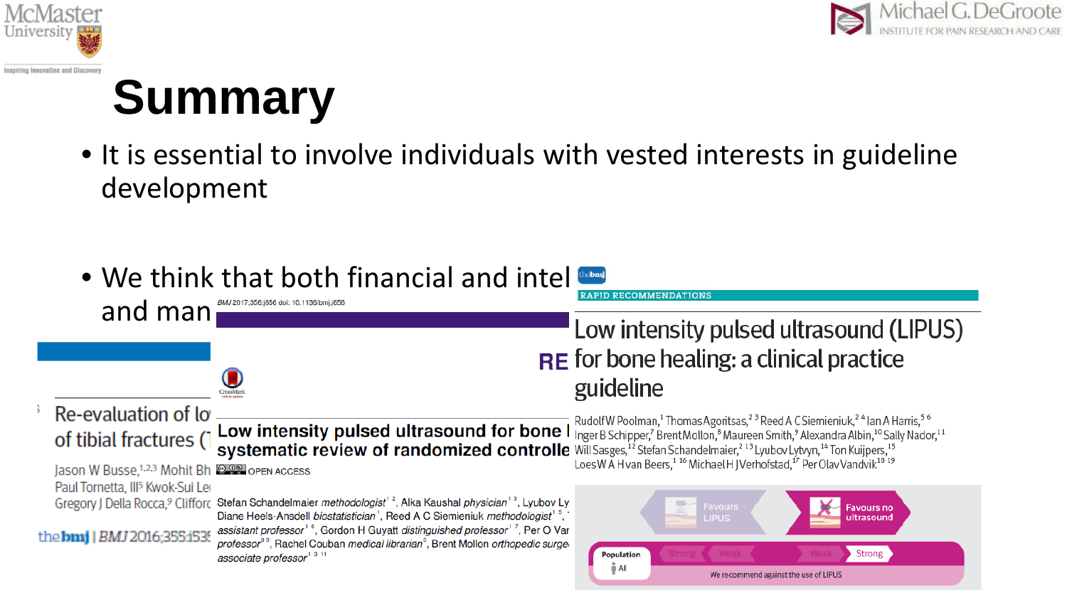# Summary

- It is essential to involve individuals with vested interests in guideline development
- We think that both financial and intel
  and man

RAPID RECOMMENDATIONS

**Low intensity pulsed ultrasound (LIPUS) for bone healing: a clinical practice guideline**

Rudolf W Poolman,[1] Thomas Agoritsas,[2,3] Reed A C Siemieniuk,[2,4] Ian A Harris,[5,6] Inger B Schipper,[7] Brent Mollon,[8] Maureen Smith,[9] Alexandra Albin,[10] Sally Nador,[11] Will Sasges,[12] Stefan Schandelmaier,[2,13] Lyubov Lytvyn,[14] Ton Kuijpers,[15] Loes W A H van Beers,[1,16] Michael H J Verhofstad,[17] Per Olav Vandvik[18,19]

Favours LIPUS | Favours no ultrasound

Population: All | Strong | Weak | Weak | Strong

We recommend against the use of LIPUS

BMJ 2017;356:j656 doi: 10.1136/bmj.j656

**Low intensity pulsed ultrasound for bone l... systematic review of randomized controlle...**

OPEN ACCESS

Stefan Schandelmaier *methodologist*[1,2], Alka Kaushal *physician*[1,3], Lyubov Ly... Diane Heels-Ansdell *biostatistician*[1], Reed A C Siemieniuk *methodologist*[1,5], ... *assistant professor*[1,6], Gordon H Guyatt *distinguished professor*[1,7], Per O Var... *professor*[8,9], Rachel Couban *medical librarian*[3], Brent Mollon *orthopedic surge...* *associate professor*[1,3,11]

RE

Re-evaluation of lo... of tibial fractures (T...

Jason W Busse,[1,2,3] Mohit Bh... Paul Tornetta, III[5] Kwok-Sui Le... Gregory J Della Rocca,[9] Cliffor...

the bmj | BMJ 2016;355:i53...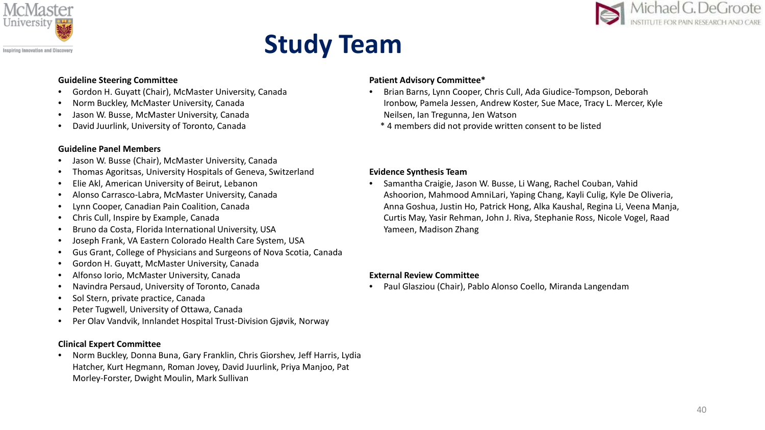# Study Team

**Guideline Steering Committee**

- Gordon H. Guyatt (Chair), McMaster University, Canada
- Norm Buckley, McMaster University, Canada
- Jason W. Busse, McMaster University, Canada
- David Juurlink, University of Toronto, Canada

**Guideline Panel Members**

- Jason W. Busse (Chair), McMaster University, Canada
- Thomas Agoritsas, University Hospitals of Geneva, Switzerland
- Elie Akl, American University of Beirut, Lebanon
- Alonso Carrasco-Labra, McMaster University, Canada
- Lynn Cooper, Canadian Pain Coalition, Canada
- Chris Cull, Inspire by Example, Canada
- Bruno da Costa, Florida International University, USA
- Joseph Frank, VA Eastern Colorado Health Care System, USA
- Gus Grant, College of Physicians and Surgeons of Nova Scotia, Canada
- Gordon H. Guyatt, McMaster University, Canada
- Alfonso Iorio, McMaster University, Canada
- Navindra Persaud, University of Toronto, Canada
- Sol Stern, private practice, Canada
- Peter Tugwell, University of Ottawa, Canada
- Per Olav Vandvik, Innlandet Hospital Trust-Division Gjøvik, Norway

**Clinical Expert Committee**

- Norm Buckley, Donna Buna, Gary Franklin, Chris Giorshev, Jeff Harris, Lydia Hatcher, Kurt Hegmann, Roman Jovey, David Juurlink, Priya Manjoo, Pat Morley-Forster, Dwight Moulin, Mark Sullivan

**Patient Advisory Committee***

- Brian Barns, Lynn Cooper, Chris Cull, Ada Giudice-Tompson, Deborah Ironbow, Pamela Jessen, Andrew Koster, Sue Mace, Tracy L. Mercer, Kyle Neilsen, Ian Tregunna, Jen Watson

\* 4 members did not provide written consent to be listed

**Evidence Synthesis Team**

- Samantha Craigie, Jason W. Busse, Li Wang, Rachel Couban, Vahid Ashoorion, Mahmood AmniLari, Yaping Chang, Kayli Culig, Kyle De Oliveria, Anna Goshua, Justin Ho, Patrick Hong, Alka Kaushal, Regina Li, Veena Manja, Curtis May, Yasir Rehman, John J. Riva, Stephanie Ross, Nicole Vogel, Raad Yameen, Madison Zhang

**External Review Committee**

- Paul Glasziou (Chair), Pablo Alonso Coello, Miranda Langendam